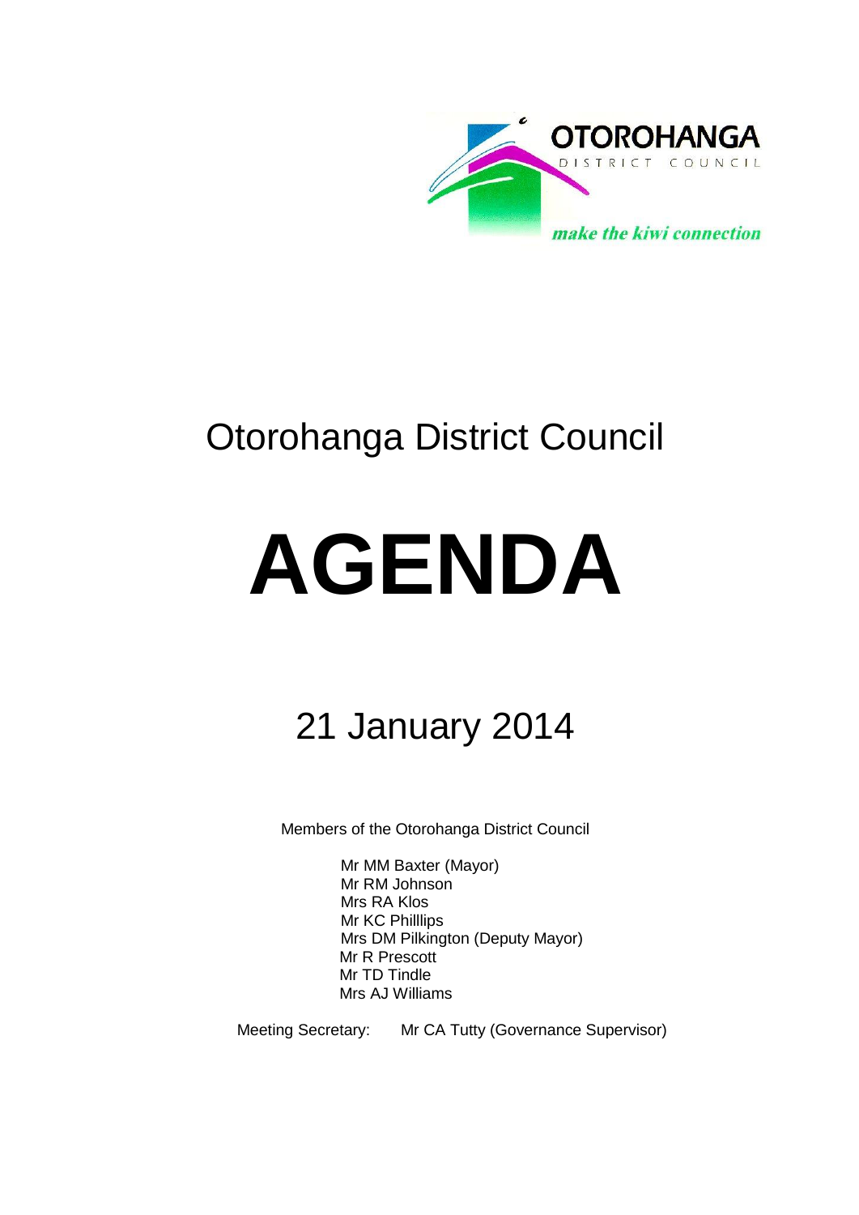OTOROHANGA DISTRICT COUNCIL

*make the kiwi connection*

# Otorohanga District Council

# AGENDA

## 21 January 2014

Members of the Otorohanga District Council

Mr MM Baxter (Mayor)
Mr RM Johnson
Mrs RA Klos
Mr KC Philllips
Mrs DM Pilkington (Deputy Mayor)
Mr R Prescott
Mr TD Tindle
Mrs AJ Williams

Meeting Secretary: Mr CA Tutty (Governance Supervisor)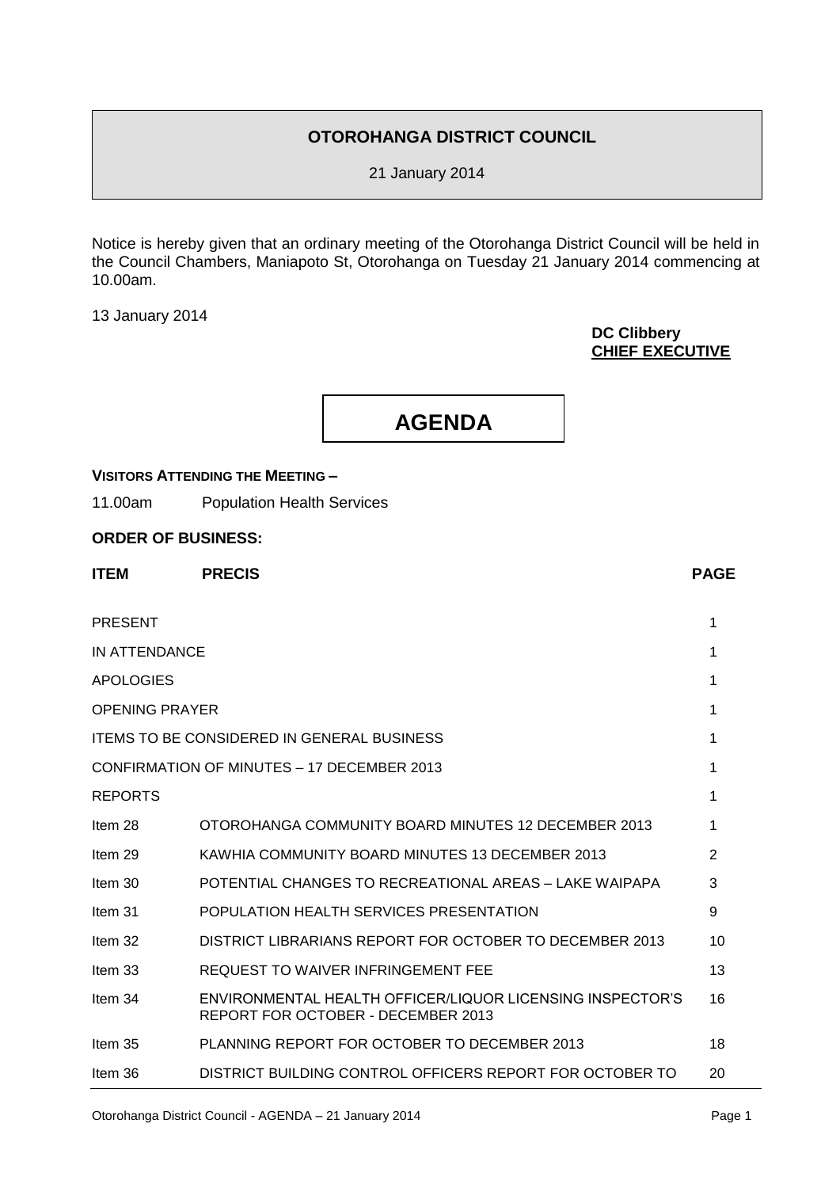# OTOROHANGA DISTRICT COUNCIL

21 January 2014

Notice is hereby given that an ordinary meeting of the Otorohanga District Council will be held in the Council Chambers, Maniapoto St, Otorohanga on Tuesday 21 January 2014 commencing at 10.00am.

13 January 2014

**DC Clibbery**
**CHIEF EXECUTIVE**

# AGENDA

**VISITORS ATTENDING THE MEETING –**

11.00am Population Health Services

**ORDER OF BUSINESS:**

| ITEM | PRECIS | PAGE |
|---|---|---|
| PRESENT | | 1 |
| IN ATTENDANCE | | 1 |
| APOLOGIES | | 1 |
| OPENING PRAYER | | 1 |
| ITEMS TO BE CONSIDERED IN GENERAL BUSINESS | | 1 |
| CONFIRMATION OF MINUTES – 17 DECEMBER 2013 | | 1 |
| REPORTS | | 1 |
| Item 28 | OTOROHANGA COMMUNITY BOARD MINUTES 12 DECEMBER 2013 | 1 |
| Item 29 | KAWHIA COMMUNITY BOARD MINUTES 13 DECEMBER 2013 | 2 |
| Item 30 | POTENTIAL CHANGES TO RECREATIONAL AREAS – LAKE WAIPAPA | 3 |
| Item 31 | POPULATION HEALTH SERVICES PRESENTATION | 9 |
| Item 32 | DISTRICT LIBRARIANS REPORT FOR OCTOBER TO DECEMBER 2013 | 10 |
| Item 33 | REQUEST TO WAIVER INFRINGEMENT FEE | 13 |
| Item 34 | ENVIRONMENTAL HEALTH OFFICER/LIQUOR LICENSING INSPECTOR'S REPORT FOR OCTOBER - DECEMBER 2013 | 16 |
| Item 35 | PLANNING REPORT FOR OCTOBER TO DECEMBER 2013 | 18 |
| Item 36 | DISTRICT BUILDING CONTROL OFFICERS REPORT FOR OCTOBER TO | 20 |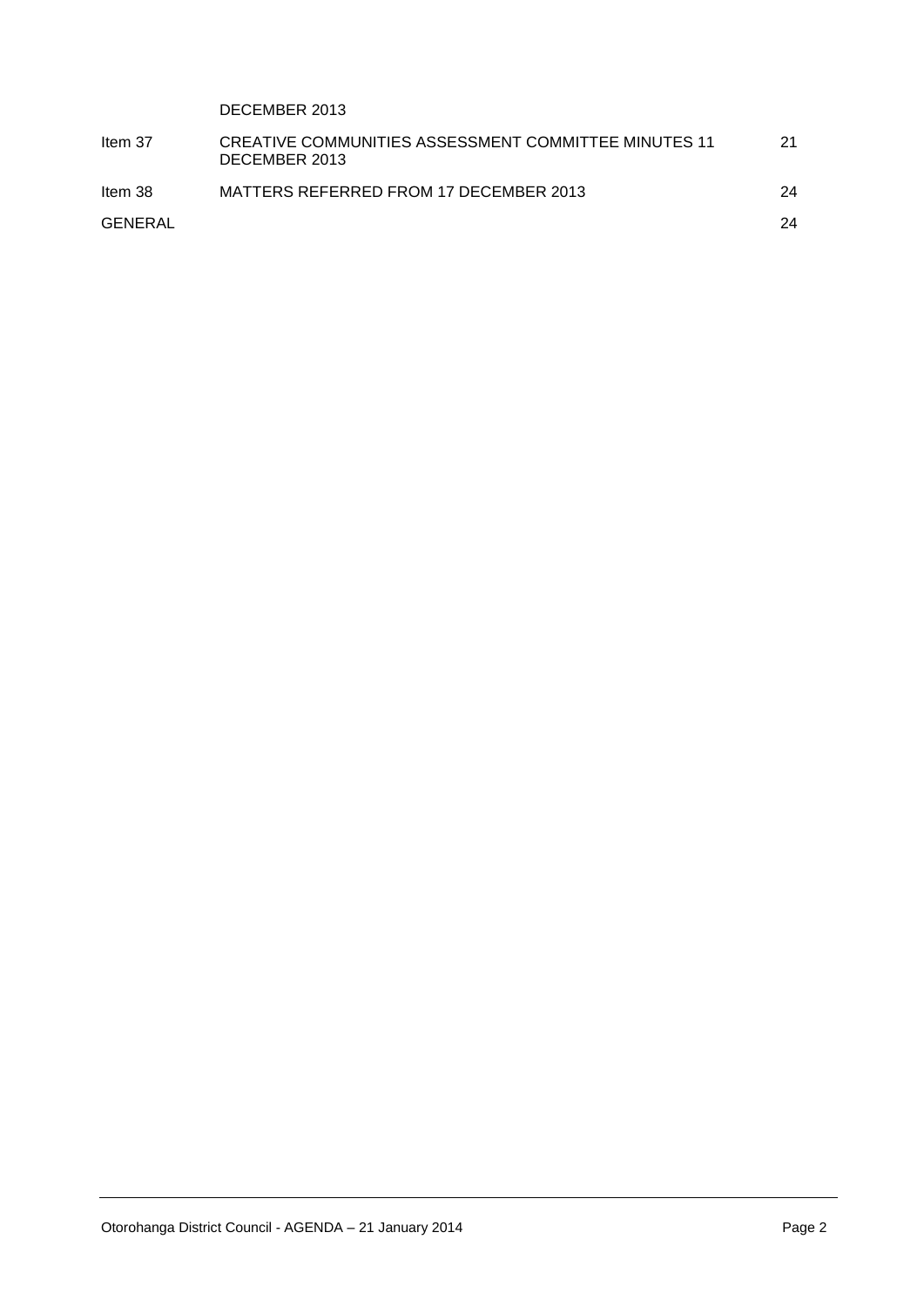| | | |
|---|---|---|
| | DECEMBER 2013 | |
| Item 37 | CREATIVE COMMUNITIES ASSESSMENT COMMITTEE MINUTES 11 DECEMBER 2013 | 21 |
| Item 38 | MATTERS REFERRED FROM 17 DECEMBER 2013 | 24 |
| GENERAL | | 24 |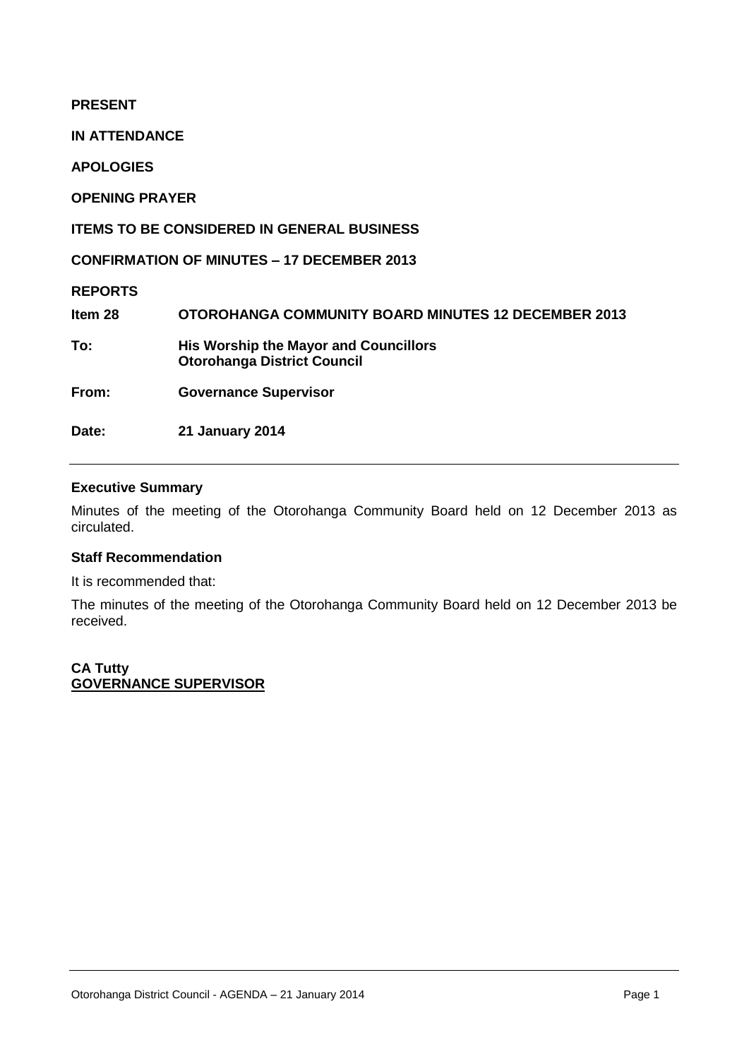**PRESENT**

**IN ATTENDANCE**

**APOLOGIES**

**OPENING PRAYER**

**ITEMS TO BE CONSIDERED IN GENERAL BUSINESS**

**CONFIRMATION OF MINUTES – 17 DECEMBER 2013**

**REPORTS**

| | |
|---|---|
| **Item 28** | **OTOROHANGA COMMUNITY BOARD MINUTES 12 DECEMBER 2013** |
| **To:** | **His Worship the Mayor and Councillors**<br>**Otorohanga District Council** |
| **From:** | **Governance Supervisor** |
| **Date:** | **21 January 2014** |

---

**Executive Summary**

Minutes of the meeting of the Otorohanga Community Board held on 12 December 2013 as circulated.

**Staff Recommendation**

It is recommended that:

The minutes of the meeting of the Otorohanga Community Board held on 12 December 2013 be received.

**CA Tutty**
**GOVERNANCE SUPERVISOR**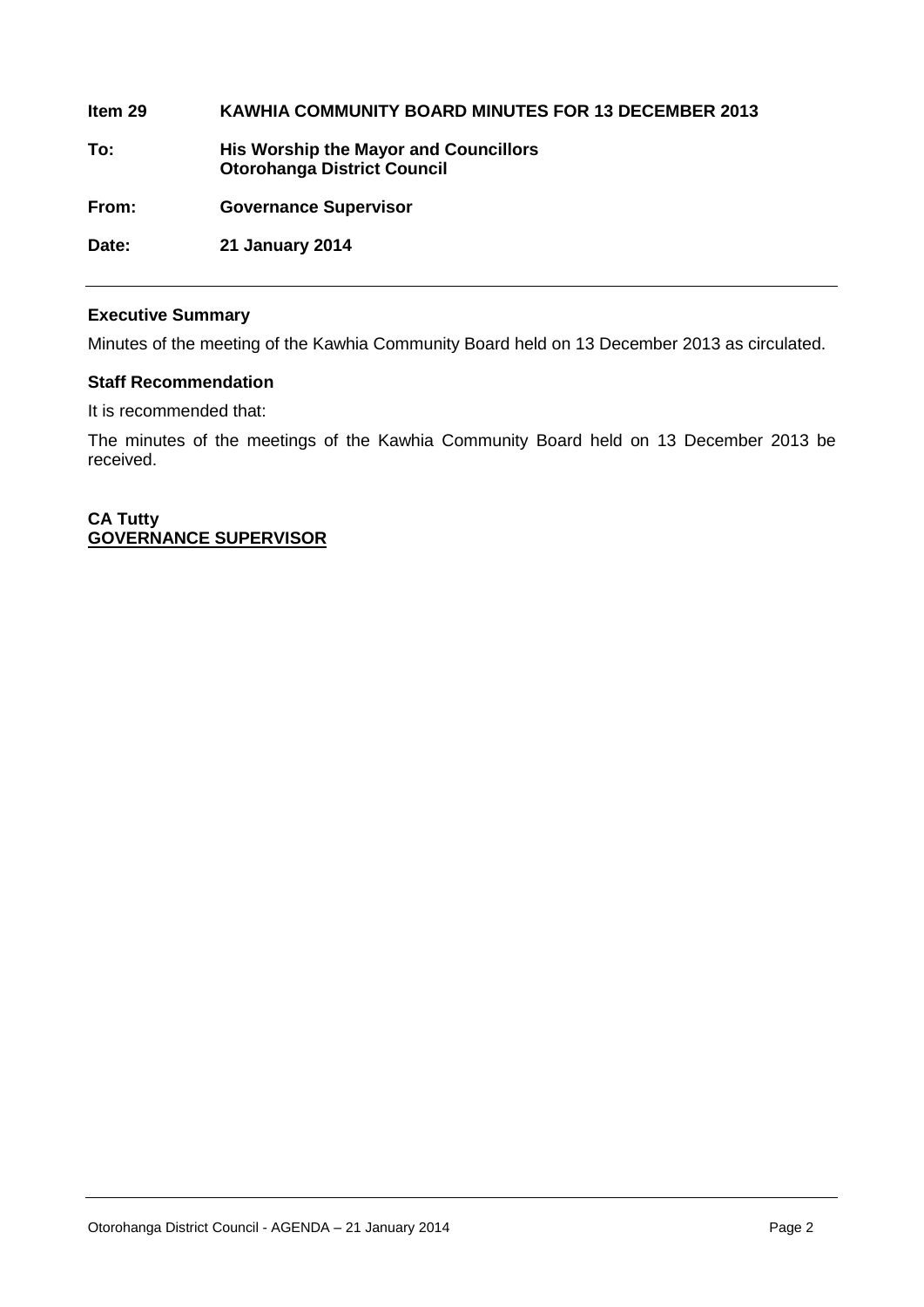**Item 29 KAWHIA COMMUNITY BOARD MINUTES FOR 13 DECEMBER 2013**

**To: His Worship the Mayor and Councillors**
**Otorohanga District Council**

**From: Governance Supervisor**

**Date: 21 January 2014**

---

**Executive Summary**

Minutes of the meeting of the Kawhia Community Board held on 13 December 2013 as circulated.

**Staff Recommendation**

It is recommended that:

The minutes of the meetings of the Kawhia Community Board held on 13 December 2013 be received.

**CA Tutty**
**GOVERNANCE SUPERVISOR**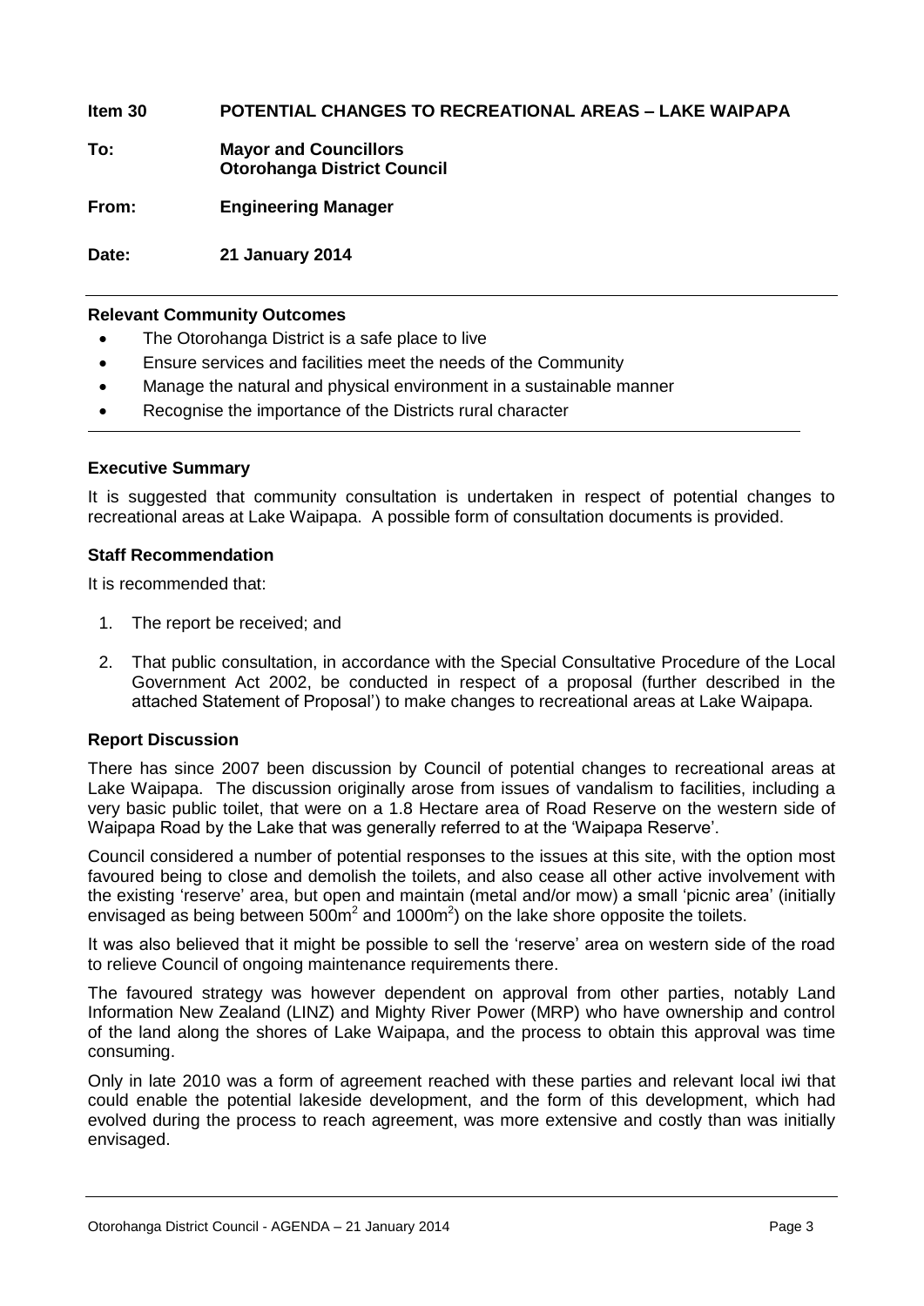**Item 30 POTENTIAL CHANGES TO RECREATIONAL AREAS – LAKE WAIPAPA**

**To:** **Mayor and Councillors**
**Otorohanga District Council**

**From:** **Engineering Manager**

**Date:** **21 January 2014**

**Relevant Community Outcomes**

- The Otorohanga District is a safe place to live
- Ensure services and facilities meet the needs of the Community
- Manage the natural and physical environment in a sustainable manner
- Recognise the importance of the Districts rural character

**Executive Summary**

It is suggested that community consultation is undertaken in respect of potential changes to recreational areas at Lake Waipapa. A possible form of consultation documents is provided.

**Staff Recommendation**

It is recommended that:

1. The report be received; and

2. That public consultation, in accordance with the Special Consultative Procedure of the Local Government Act 2002, be conducted in respect of a proposal (further described in the attached Statement of Proposal') to make changes to recreational areas at Lake Waipapa.

**Report Discussion**

There has since 2007 been discussion by Council of potential changes to recreational areas at Lake Waipapa. The discussion originally arose from issues of vandalism to facilities, including a very basic public toilet, that were on a 1.8 Hectare area of Road Reserve on the western side of Waipapa Road by the Lake that was generally referred to at the 'Waipapa Reserve'.

Council considered a number of potential responses to the issues at this site, with the option most favoured being to close and demolish the toilets, and also cease all other active involvement with the existing 'reserve' area, but open and maintain (metal and/or mow) a small 'picnic area' (initially envisaged as being between 500m$^2$ and 1000m$^2$) on the lake shore opposite the toilets.

It was also believed that it might be possible to sell the 'reserve' area on western side of the road to relieve Council of ongoing maintenance requirements there.

The favoured strategy was however dependent on approval from other parties, notably Land Information New Zealand (LINZ) and Mighty River Power (MRP) who have ownership and control of the land along the shores of Lake Waipapa, and the process to obtain this approval was time consuming.

Only in late 2010 was a form of agreement reached with these parties and relevant local iwi that could enable the potential lakeside development, and the form of this development, which had evolved during the process to reach agreement, was more extensive and costly than was initially envisaged.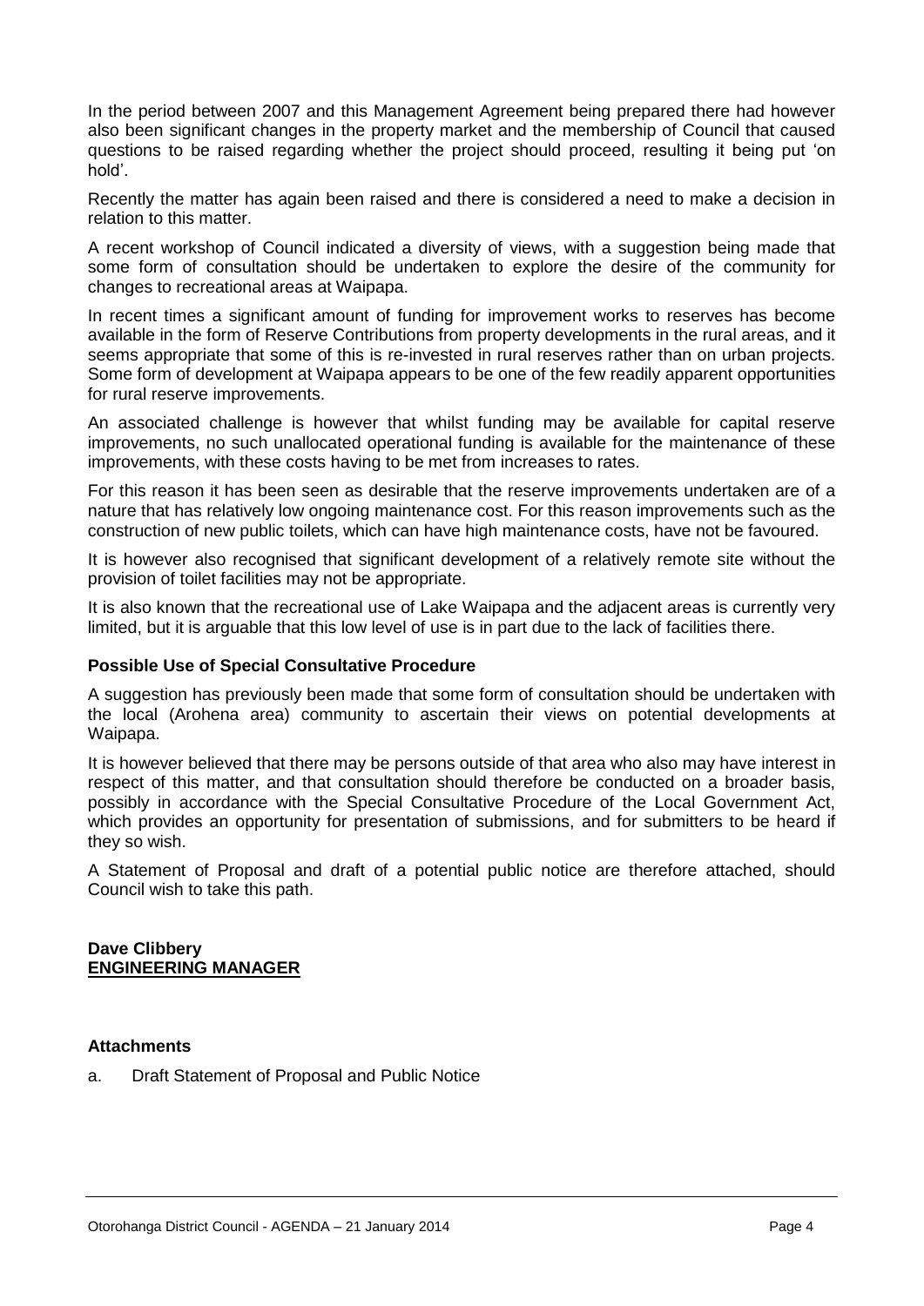In the period between 2007 and this Management Agreement being prepared there had however also been significant changes in the property market and the membership of Council that caused questions to be raised regarding whether the project should proceed, resulting it being put 'on hold'.

Recently the matter has again been raised and there is considered a need to make a decision in relation to this matter.

A recent workshop of Council indicated a diversity of views, with a suggestion being made that some form of consultation should be undertaken to explore the desire of the community for changes to recreational areas at Waipapa.

In recent times a significant amount of funding for improvement works to reserves has become available in the form of Reserve Contributions from property developments in the rural areas, and it seems appropriate that some of this is re-invested in rural reserves rather than on urban projects. Some form of development at Waipapa appears to be one of the few readily apparent opportunities for rural reserve improvements.

An associated challenge is however that whilst funding may be available for capital reserve improvements, no such unallocated operational funding is available for the maintenance of these improvements, with these costs having to be met from increases to rates.

For this reason it has been seen as desirable that the reserve improvements undertaken are of a nature that has relatively low ongoing maintenance cost. For this reason improvements such as the construction of new public toilets, which can have high maintenance costs, have not be favoured.

It is however also recognised that significant development of a relatively remote site without the provision of toilet facilities may not be appropriate.

It is also known that the recreational use of Lake Waipapa and the adjacent areas is currently very limited, but it is arguable that this low level of use is in part due to the lack of facilities there.

**Possible Use of Special Consultative Procedure**

A suggestion has previously been made that some form of consultation should be undertaken with the local (Arohena area) community to ascertain their views on potential developments at Waipapa.

It is however believed that there may be persons outside of that area who also may have interest in respect of this matter, and that consultation should therefore be conducted on a broader basis, possibly in accordance with the Special Consultative Procedure of the Local Government Act, which provides an opportunity for presentation of submissions, and for submitters to be heard if they so wish.

A Statement of Proposal and draft of a potential public notice are therefore attached, should Council wish to take this path.

**Dave Clibbery**
**<u>ENGINEERING MANAGER</u>**

**Attachments**

a. Draft Statement of Proposal and Public Notice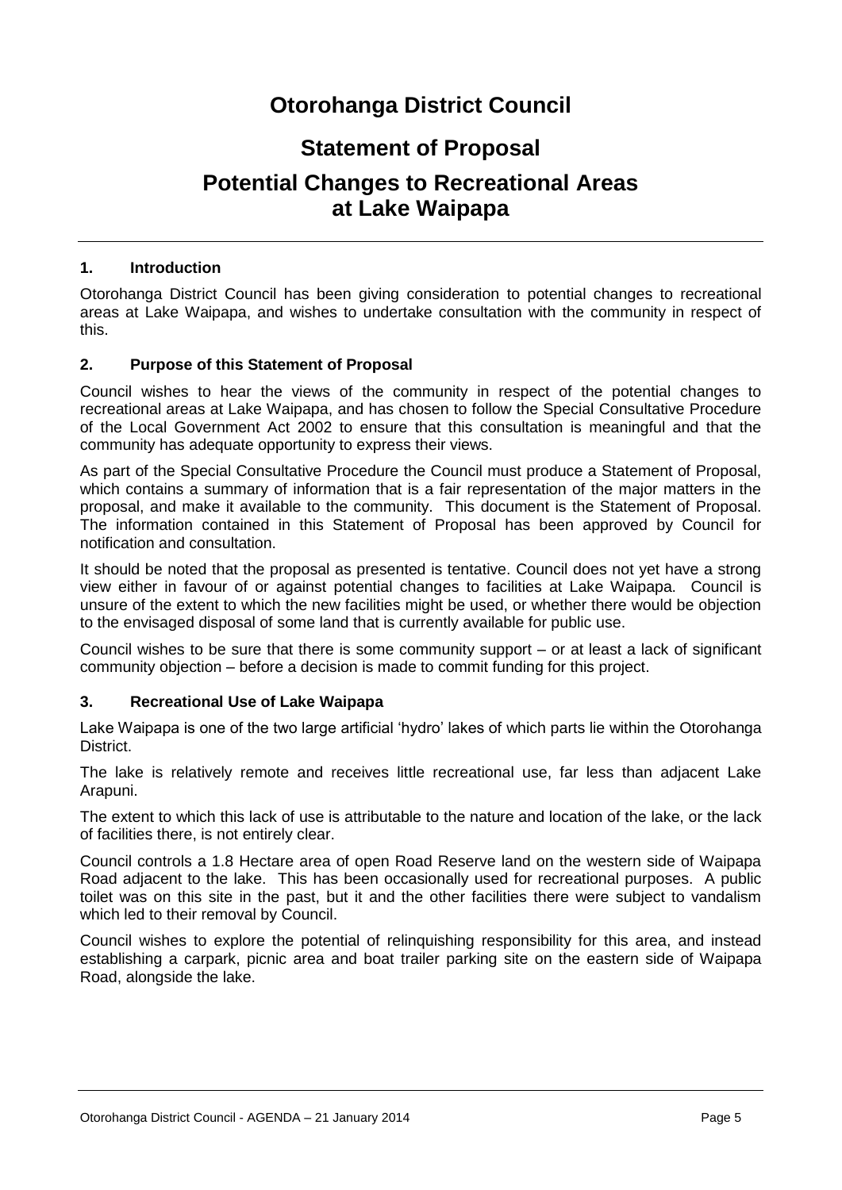# Otorohanga District Council

## Statement of Proposal

## Potential Changes to Recreational Areas at Lake Waipapa

### 1. Introduction

Otorohanga District Council has been giving consideration to potential changes to recreational areas at Lake Waipapa, and wishes to undertake consultation with the community in respect of this.

### 2. Purpose of this Statement of Proposal

Council wishes to hear the views of the community in respect of the potential changes to recreational areas at Lake Waipapa, and has chosen to follow the Special Consultative Procedure of the Local Government Act 2002 to ensure that this consultation is meaningful and that the community has adequate opportunity to express their views.

As part of the Special Consultative Procedure the Council must produce a Statement of Proposal, which contains a summary of information that is a fair representation of the major matters in the proposal, and make it available to the community. This document is the Statement of Proposal. The information contained in this Statement of Proposal has been approved by Council for notification and consultation.

It should be noted that the proposal as presented is tentative. Council does not yet have a strong view either in favour of or against potential changes to facilities at Lake Waipapa. Council is unsure of the extent to which the new facilities might be used, or whether there would be objection to the envisaged disposal of some land that is currently available for public use.

Council wishes to be sure that there is some community support – or at least a lack of significant community objection – before a decision is made to commit funding for this project.

### 3. Recreational Use of Lake Waipapa

Lake Waipapa is one of the two large artificial 'hydro' lakes of which parts lie within the Otorohanga District.

The lake is relatively remote and receives little recreational use, far less than adjacent Lake Arapuni.

The extent to which this lack of use is attributable to the nature and location of the lake, or the lack of facilities there, is not entirely clear.

Council controls a 1.8 Hectare area of open Road Reserve land on the western side of Waipapa Road adjacent to the lake. This has been occasionally used for recreational purposes. A public toilet was on this site in the past, but it and the other facilities there were subject to vandalism which led to their removal by Council.

Council wishes to explore the potential of relinquishing responsibility for this area, and instead establishing a carpark, picnic area and boat trailer parking site on the eastern side of Waipapa Road, alongside the lake.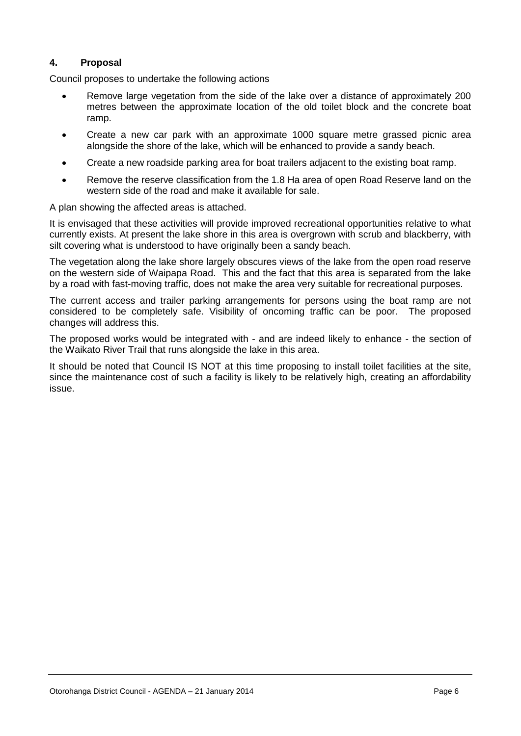## 4. Proposal

Council proposes to undertake the following actions

- Remove large vegetation from the side of the lake over a distance of approximately 200 metres between the approximate location of the old toilet block and the concrete boat ramp.
- Create a new car park with an approximate 1000 square metre grassed picnic area alongside the shore of the lake, which will be enhanced to provide a sandy beach.
- Create a new roadside parking area for boat trailers adjacent to the existing boat ramp.
- Remove the reserve classification from the 1.8 Ha area of open Road Reserve land on the western side of the road and make it available for sale.

A plan showing the affected areas is attached.

It is envisaged that these activities will provide improved recreational opportunities relative to what currently exists. At present the lake shore in this area is overgrown with scrub and blackberry, with silt covering what is understood to have originally been a sandy beach.

The vegetation along the lake shore largely obscures views of the lake from the open road reserve on the western side of Waipapa Road. This and the fact that this area is separated from the lake by a road with fast-moving traffic, does not make the area very suitable for recreational purposes.

The current access and trailer parking arrangements for persons using the boat ramp are not considered to be completely safe. Visibility of oncoming traffic can be poor. The proposed changes will address this.

The proposed works would be integrated with - and are indeed likely to enhance - the section of the Waikato River Trail that runs alongside the lake in this area.

It should be noted that Council IS NOT at this time proposing to install toilet facilities at the site, since the maintenance cost of such a facility is likely to be relatively high, creating an affordability issue.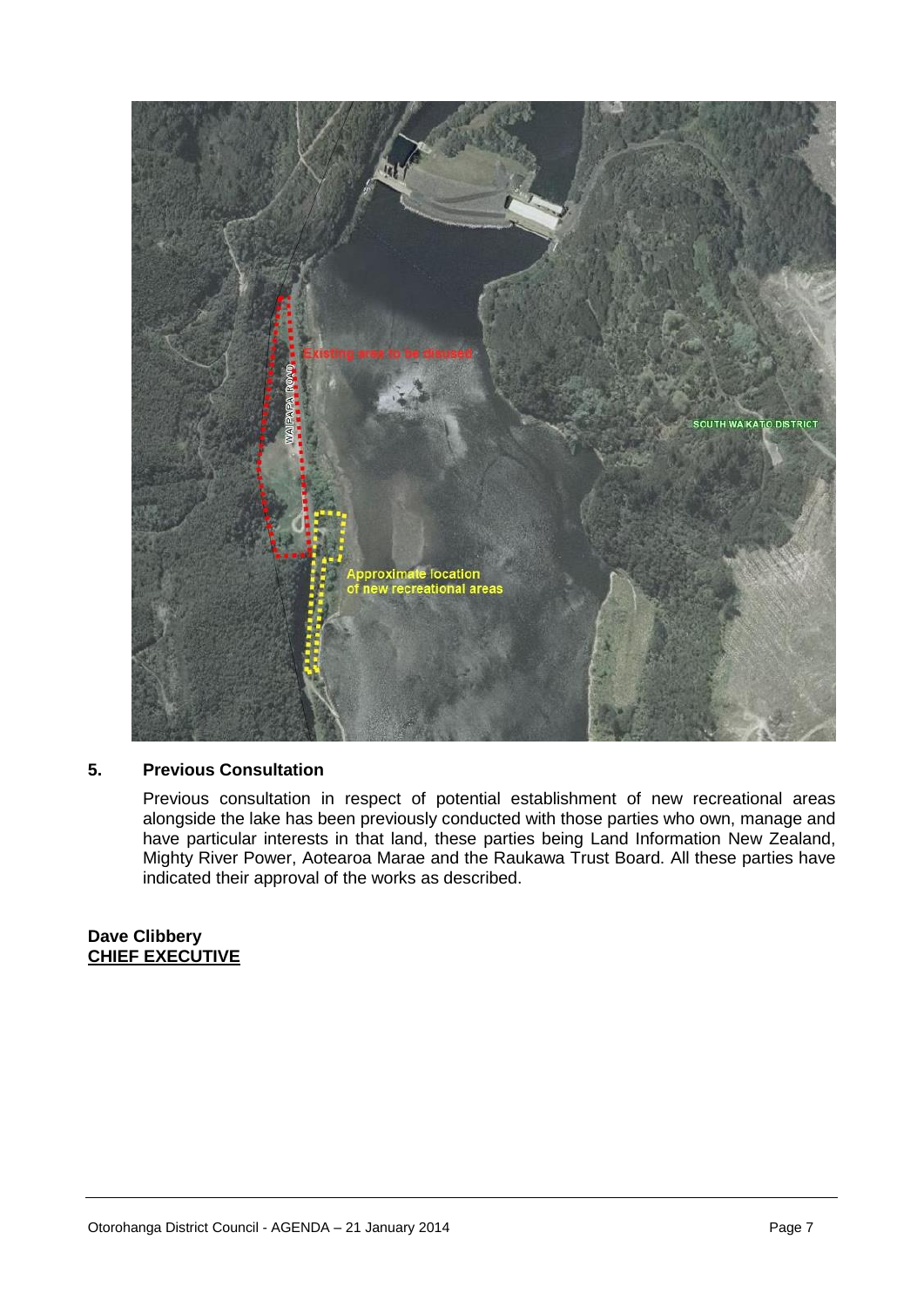## 5. Previous Consultation

Previous consultation in respect of potential establishment of new recreational areas alongside the lake has been previously conducted with those parties who own, manage and have particular interests in that land, these parties being Land Information New Zealand, Mighty River Power, Aotearoa Marae and the Raukawa Trust Board. All these parties have indicated their approval of the works as described.

**Dave Clibbery**
**CHIEF EXECUTIVE**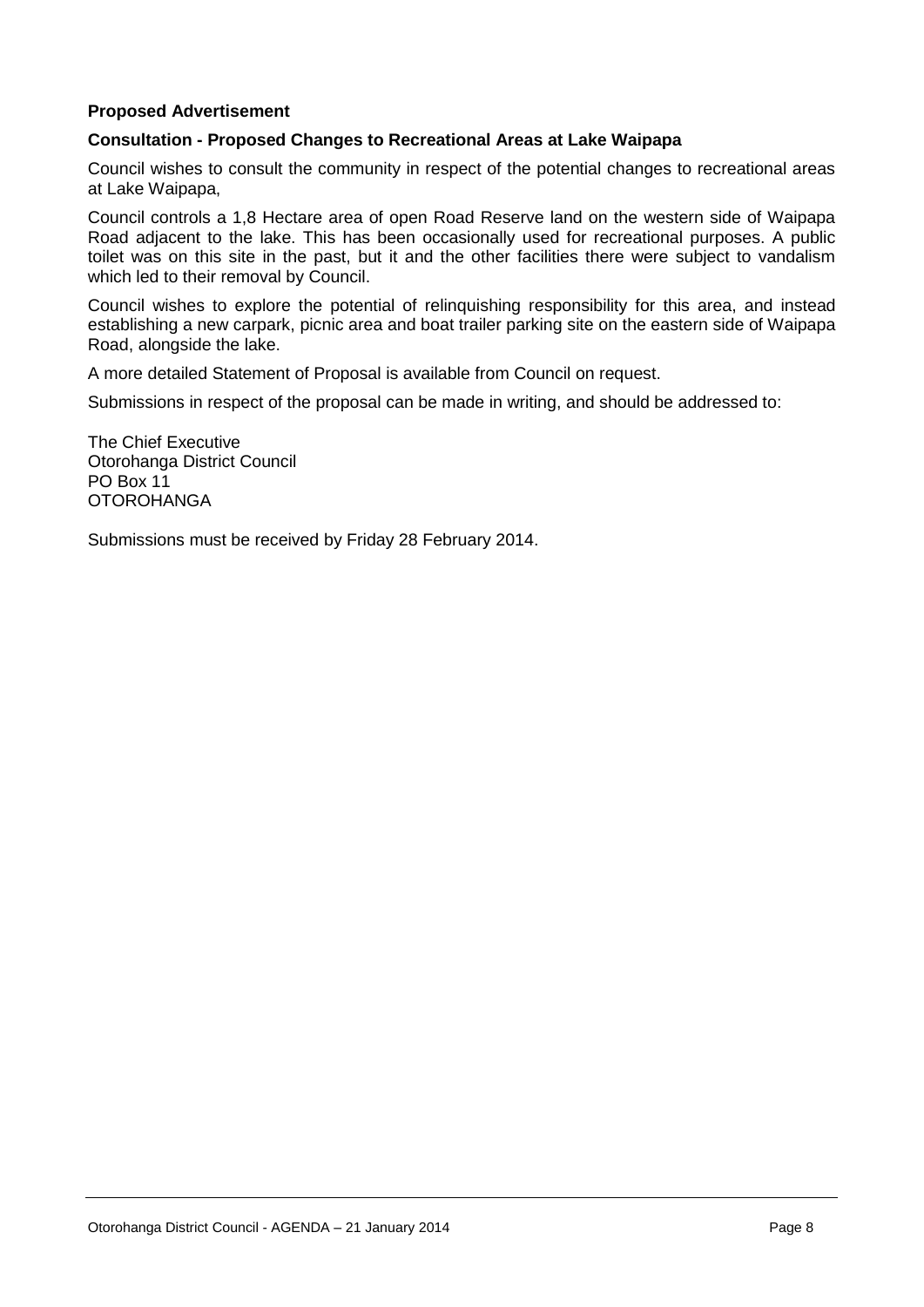**Proposed Advertisement**

**Consultation - Proposed Changes to Recreational Areas at Lake Waipapa**

Council wishes to consult the community in respect of the potential changes to recreational areas at Lake Waipapa,

Council controls a 1,8 Hectare area of open Road Reserve land on the western side of Waipapa Road adjacent to the lake. This has been occasionally used for recreational purposes. A public toilet was on this site in the past, but it and the other facilities there were subject to vandalism which led to their removal by Council.

Council wishes to explore the potential of relinquishing responsibility for this area, and instead establishing a new carpark, picnic area and boat trailer parking site on the eastern side of Waipapa Road, alongside the lake.

A more detailed Statement of Proposal is available from Council on request.

Submissions in respect of the proposal can be made in writing, and should be addressed to:

The Chief Executive
Otorohanga District Council
PO Box 11
OTOROHANGA

Submissions must be received by Friday 28 February 2014.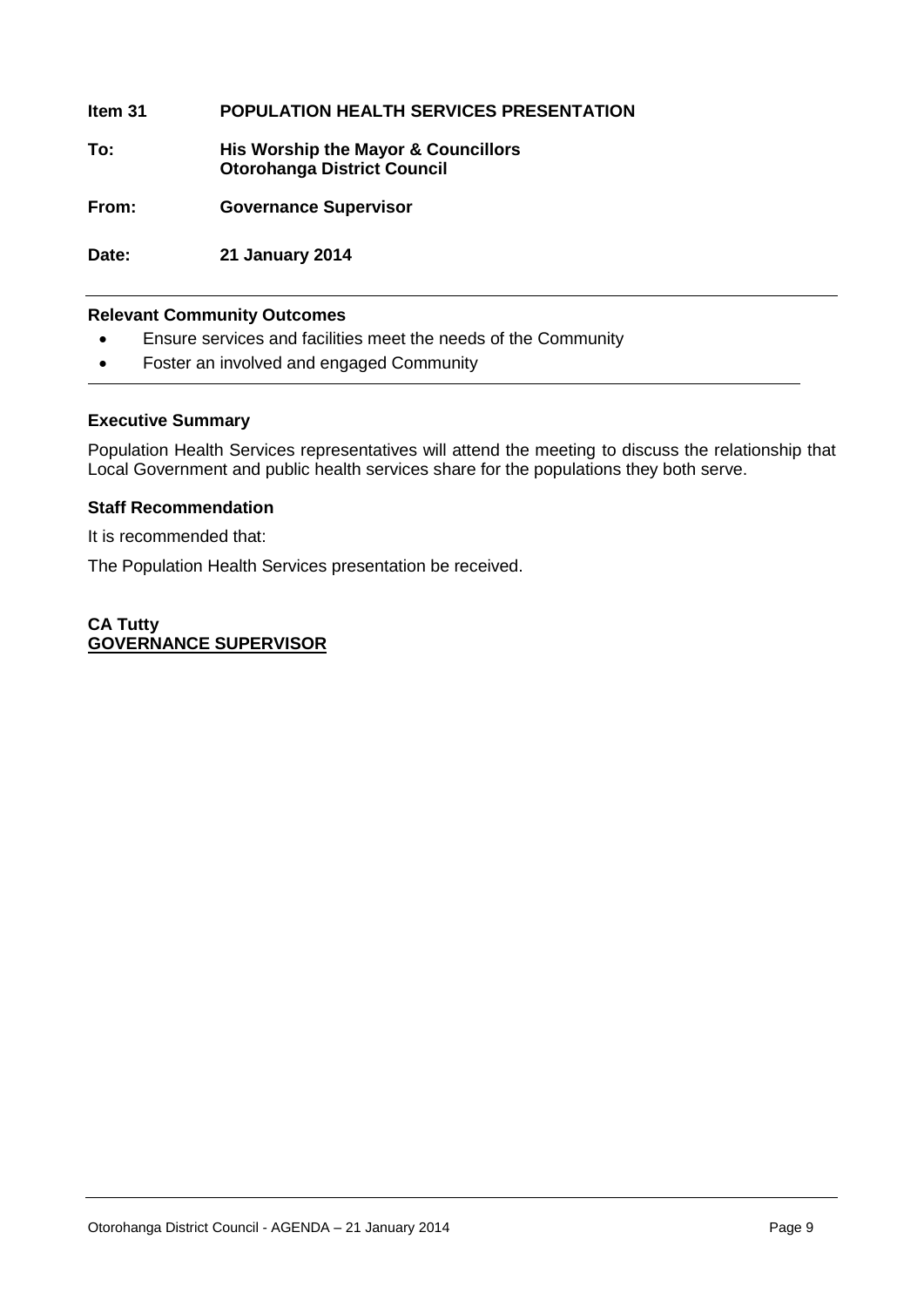**Item 31	POPULATION HEALTH SERVICES PRESENTATION**

**To:	His Worship the Mayor & Councillors
Otorohanga District Council**

**From:	Governance Supervisor**

**Date:	21 January 2014**

---

**Relevant Community Outcomes**

- Ensure services and facilities meet the needs of the Community
- Foster an involved and engaged Community

---

**Executive Summary**

Population Health Services representatives will attend the meeting to discuss the relationship that Local Government and public health services share for the populations they both serve.

**Staff Recommendation**

It is recommended that:

The Population Health Services presentation be received.

**CA Tutty**
**<u>GOVERNANCE SUPERVISOR</u>**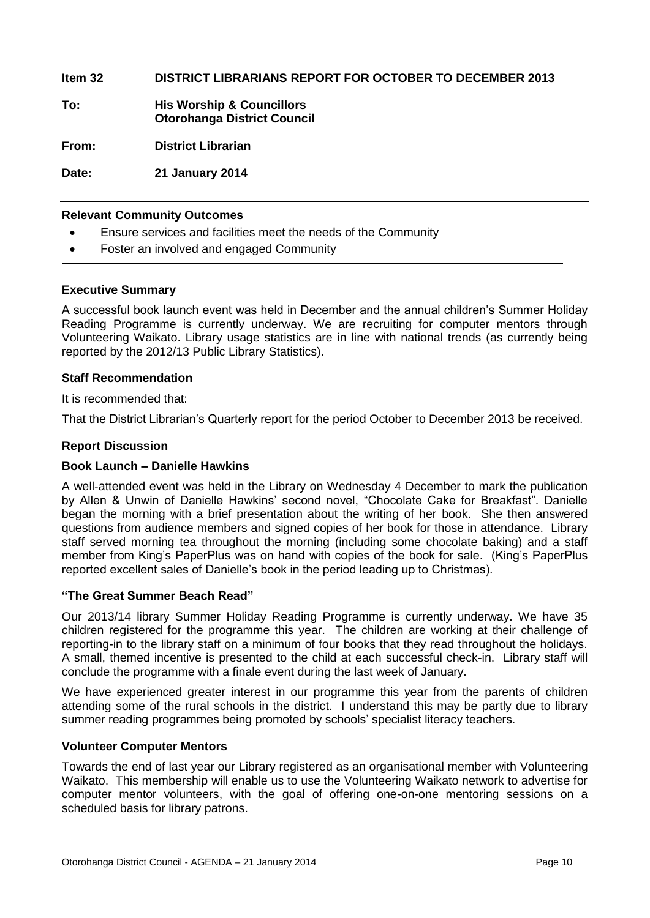**Item 32 DISTRICT LIBRARIANS REPORT FOR OCTOBER TO DECEMBER 2013**

**To: His Worship & Councillors**
**Otorohanga District Council**

**From: District Librarian**

**Date: 21 January 2014**

---

**Relevant Community Outcomes**

- Ensure services and facilities meet the needs of the Community
- Foster an involved and engaged Community

---

**Executive Summary**

A successful book launch event was held in December and the annual children's Summer Holiday Reading Programme is currently underway. We are recruiting for computer mentors through Volunteering Waikato. Library usage statistics are in line with national trends (as currently being reported by the 2012/13 Public Library Statistics).

**Staff Recommendation**

It is recommended that:

That the District Librarian's Quarterly report for the period October to December 2013 be received.

**Report Discussion**

**Book Launch – Danielle Hawkins**

A well-attended event was held in the Library on Wednesday 4 December to mark the publication by Allen & Unwin of Danielle Hawkins' second novel, "Chocolate Cake for Breakfast". Danielle began the morning with a brief presentation about the writing of her book. She then answered questions from audience members and signed copies of her book for those in attendance. Library staff served morning tea throughout the morning (including some chocolate baking) and a staff member from King's PaperPlus was on hand with copies of the book for sale. (King's PaperPlus reported excellent sales of Danielle's book in the period leading up to Christmas).

**"The Great Summer Beach Read"**

Our 2013/14 library Summer Holiday Reading Programme is currently underway. We have 35 children registered for the programme this year. The children are working at their challenge of reporting-in to the library staff on a minimum of four books that they read throughout the holidays. A small, themed incentive is presented to the child at each successful check-in. Library staff will conclude the programme with a finale event during the last week of January.

We have experienced greater interest in our programme this year from the parents of children attending some of the rural schools in the district. I understand this may be partly due to library summer reading programmes being promoted by schools' specialist literacy teachers.

**Volunteer Computer Mentors**

Towards the end of last year our Library registered as an organisational member with Volunteering Waikato. This membership will enable us to use the Volunteering Waikato network to advertise for computer mentor volunteers, with the goal of offering one-on-one mentoring sessions on a scheduled basis for library patrons.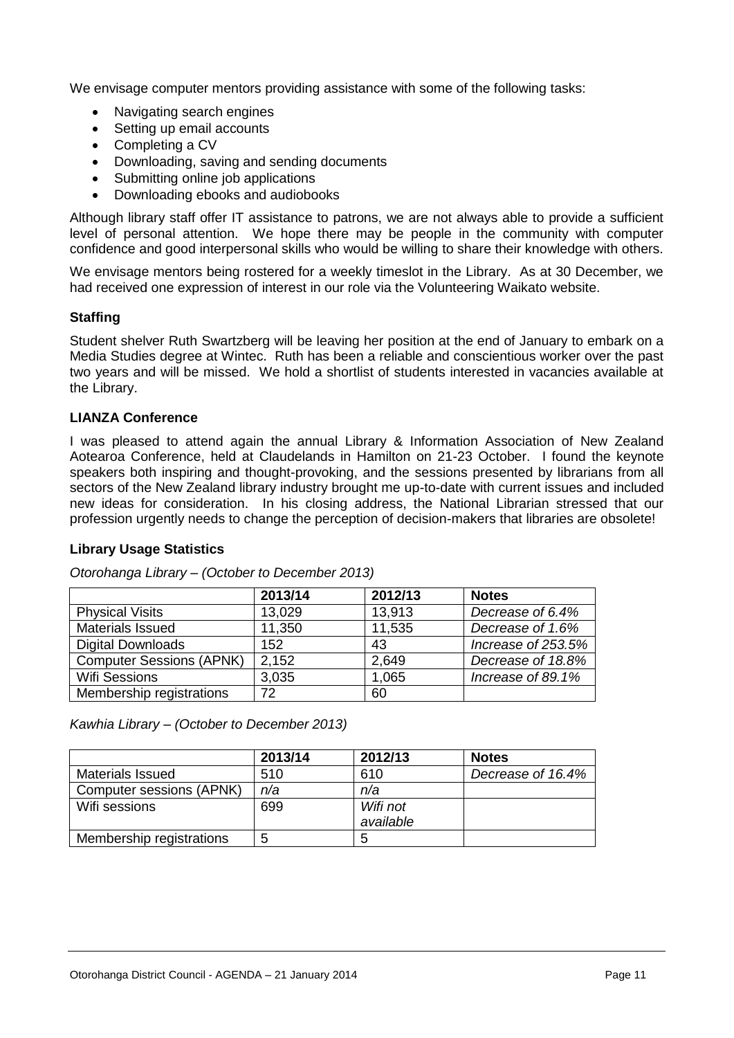We envisage computer mentors providing assistance with some of the following tasks:

- Navigating search engines
- Setting up email accounts
- Completing a CV
- Downloading, saving and sending documents
- Submitting online job applications
- Downloading ebooks and audiobooks

Although library staff offer IT assistance to patrons, we are not always able to provide a sufficient level of personal attention. We hope there may be people in the community with computer confidence and good interpersonal skills who would be willing to share their knowledge with others.

We envisage mentors being rostered for a weekly timeslot in the Library. As at 30 December, we had received one expression of interest in our role via the Volunteering Waikato website.

**Staffing**

Student shelver Ruth Swartzberg will be leaving her position at the end of January to embark on a Media Studies degree at Wintec. Ruth has been a reliable and conscientious worker over the past two years and will be missed. We hold a shortlist of students interested in vacancies available at the Library.

**LIANZA Conference**

I was pleased to attend again the annual Library & Information Association of New Zealand Aotearoa Conference, held at Claudelands in Hamilton on 21-23 October. I found the keynote speakers both inspiring and thought-provoking, and the sessions presented by librarians from all sectors of the New Zealand library industry brought me up-to-date with current issues and included new ideas for consideration. In his closing address, the National Librarian stressed that our profession urgently needs to change the perception of decision-makers that libraries are obsolete!

**Library Usage Statistics**

*Otorohanga Library – (October to December 2013)*

| | 2013/14 | 2012/13 | Notes |
|---|---|---|---|
| Physical Visits | 13,029 | 13,913 | *Decrease of 6.4%* |
| Materials Issued | 11,350 | 11,535 | *Decrease of 1.6%* |
| Digital Downloads | 152 | 43 | *Increase of 253.5%* |
| Computer Sessions (APNK) | 2,152 | 2,649 | *Decrease of 18.8%* |
| Wifi Sessions | 3,035 | 1,065 | *Increase of 89.1%* |
| Membership registrations | 72 | 60 | |

*Kawhia Library – (October to December 2013)*

| | 2013/14 | 2012/13 | Notes |
|---|---|---|---|
| Materials Issued | 510 | 610 | *Decrease of 16.4%* |
| Computer sessions (APNK) | *n/a* | *n/a* | |
| Wifi sessions | 699 | *Wifi not available* | |
| Membership registrations | 5 | 5 | |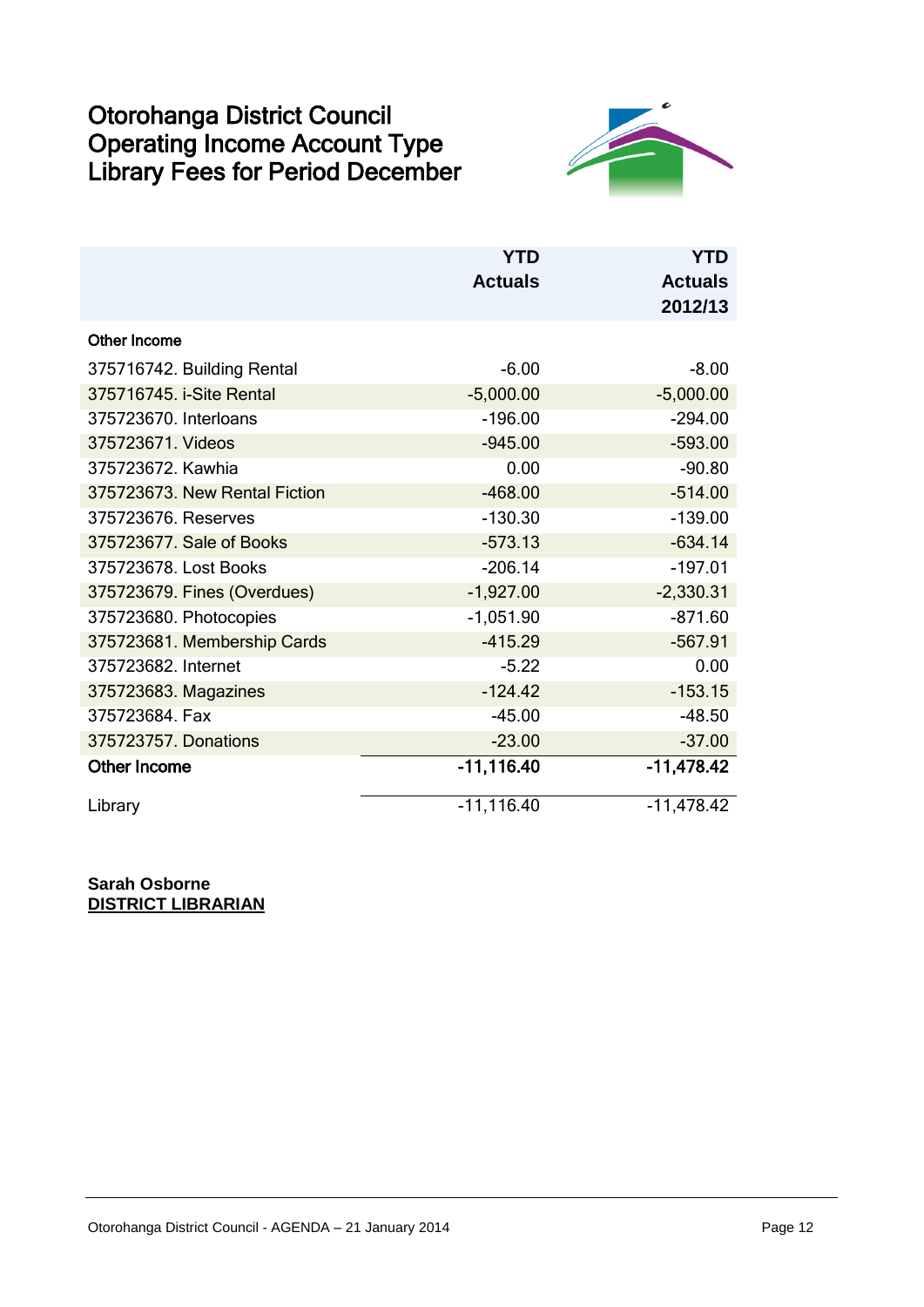# Otorohanga District Council
# Operating Income Account Type
# Library Fees for Period December

| | YTD Actuals | YTD Actuals 2012/13 |
|---|---|---|
| **Other Income** | | |
| 375716742. Building Rental | -6.00 | -8.00 |
| 375716745. i-Site Rental | -5,000.00 | -5,000.00 |
| 375723670. Interloans | -196.00 | -294.00 |
| 375723671. Videos | -945.00 | -593.00 |
| 375723672. Kawhia | 0.00 | -90.80 |
| 375723673. New Rental Fiction | -468.00 | -514.00 |
| 375723676. Reserves | -130.30 | -139.00 |
| 375723677. Sale of Books | -573.13 | -634.14 |
| 375723678. Lost Books | -206.14 | -197.01 |
| 375723679. Fines (Overdues) | -1,927.00 | -2,330.31 |
| 375723680. Photocopies | -1,051.90 | -871.60 |
| 375723681. Membership Cards | -415.29 | -567.91 |
| 375723682. Internet | -5.22 | 0.00 |
| 375723683. Magazines | -124.42 | -153.15 |
| 375723684. Fax | -45.00 | -48.50 |
| 375723757. Donations | -23.00 | -37.00 |
| **Other Income** | **-11,116.40** | **-11,478.42** |
| Library | -11,116.40 | -11,478.42 |

**Sarah Osborne**
**DISTRICT LIBRARIAN**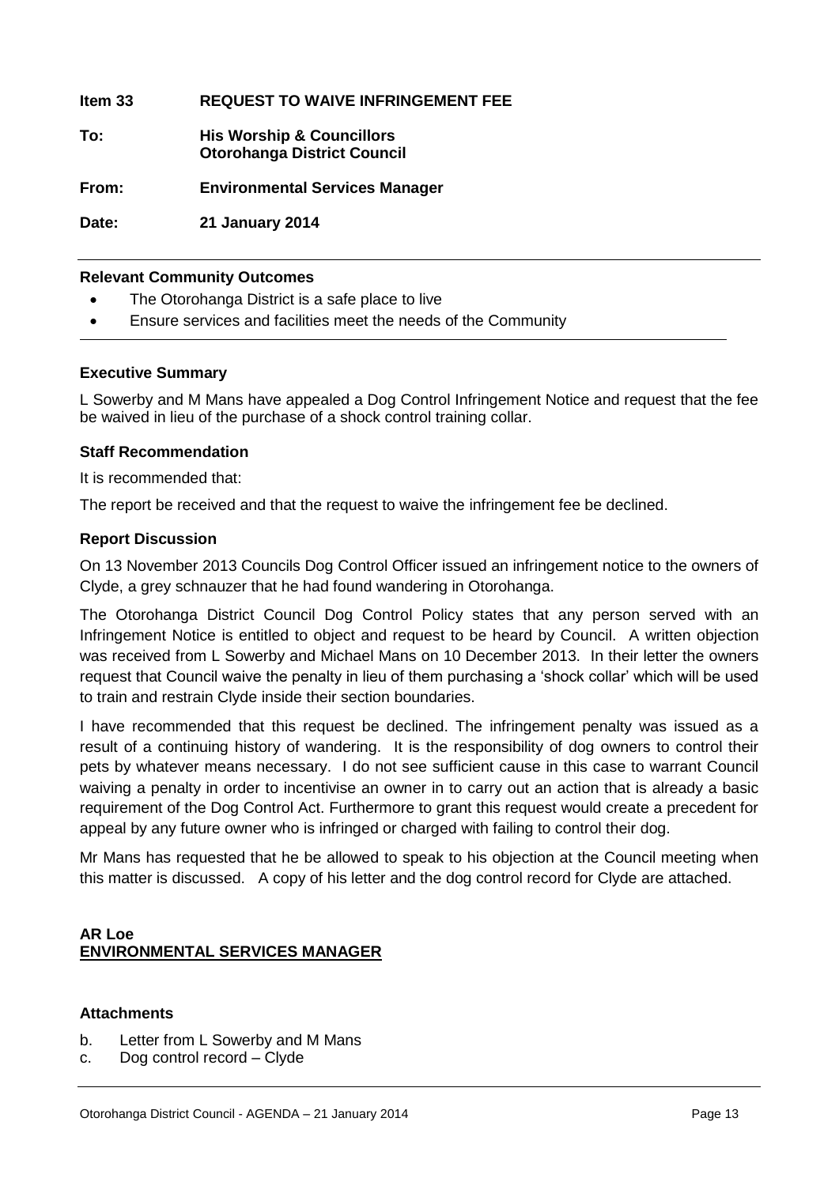**Item 33 REQUEST TO WAIVE INFRINGEMENT FEE**

**To: His Worship & Councillors**
**Otorohanga District Council**

**From: Environmental Services Manager**

**Date: 21 January 2014**

---

**Relevant Community Outcomes**

- The Otorohanga District is a safe place to live
- Ensure services and facilities meet the needs of the Community

---

**Executive Summary**

L Sowerby and M Mans have appealed a Dog Control Infringement Notice and request that the fee be waived in lieu of the purchase of a shock control training collar.

**Staff Recommendation**

It is recommended that:

The report be received and that the request to waive the infringement fee be declined.

**Report Discussion**

On 13 November 2013 Councils Dog Control Officer issued an infringement notice to the owners of Clyde, a grey schnauzer that he had found wandering in Otorohanga.

The Otorohanga District Council Dog Control Policy states that any person served with an Infringement Notice is entitled to object and request to be heard by Council. A written objection was received from L Sowerby and Michael Mans on 10 December 2013. In their letter the owners request that Council waive the penalty in lieu of them purchasing a 'shock collar' which will be used to train and restrain Clyde inside their section boundaries.

I have recommended that this request be declined. The infringement penalty was issued as a result of a continuing history of wandering. It is the responsibility of dog owners to control their pets by whatever means necessary. I do not see sufficient cause in this case to warrant Council waiving a penalty in order to incentivise an owner in to carry out an action that is already a basic requirement of the Dog Control Act. Furthermore to grant this request would create a precedent for appeal by any future owner who is infringed or charged with failing to control their dog.

Mr Mans has requested that he be allowed to speak to his objection at the Council meeting when this matter is discussed. A copy of his letter and the dog control record for Clyde are attached.

**AR Loe**
**ENVIRONMENTAL SERVICES MANAGER**

**Attachments**

b. Letter from L Sowerby and M Mans
c. Dog control record – Clyde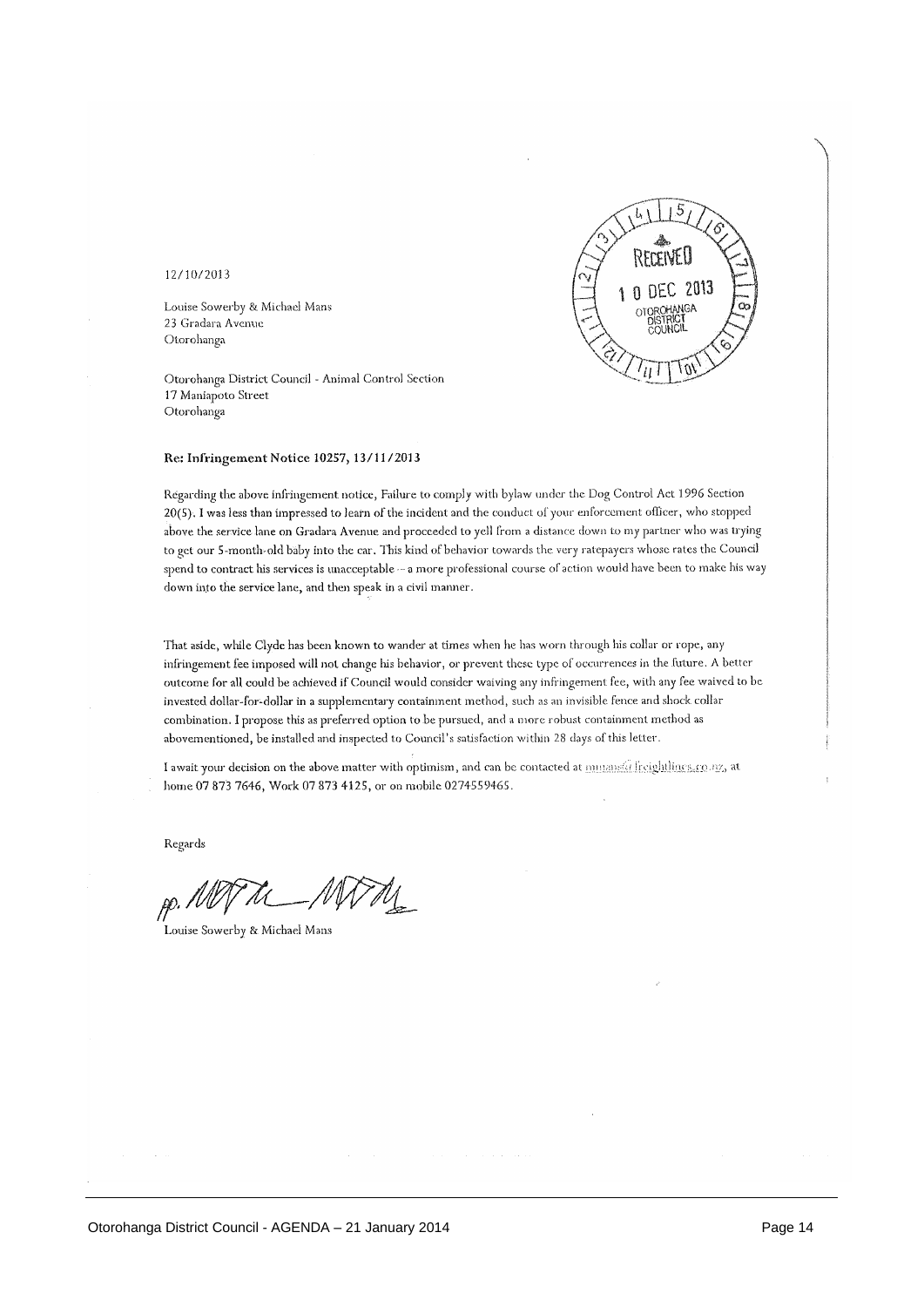12/10/2013

Louise Sowerby & Michael Mans
23 Gradara Avenue
Otorohanga

RECEIVED
10 DEC 2013
OTOROHANGA DISTRICT COUNCIL

Otorohanga District Council - Animal Control Section
17 Maniapoto Street
Otorohanga

**Re: Infringement Notice 10257, 13/11/2013**

Regarding the above infringement notice, Failure to comply with bylaw under the Dog Control Act 1996 Section 20(5). I was less than impressed to learn of the incident and the conduct of your enforcement officer, who stopped above the service lane on Gradara Avenue and proceeded to yell from a distance down to my partner who was trying to get our 5-month-old baby into the car. This kind of behavior towards the very ratepayers whose rates the Council spend to contract his services is unacceptable -- a more professional course of action would have been to make his way down into the service lane, and then speak in a civil manner.

That aside, while Clyde has been known to wander at times when he has worn through his collar or rope, any infringement fee imposed will not change his behavior, or prevent these type of occurrences in the future. A better outcome for all could be achieved if Council would consider waiving any infringement fee, with any fee waived to be invested dollar-for-dollar in a supplementary containment method, such as an invisible fence and shock collar combination. I propose this as preferred option to be pursued, and a more robust containment method as abovementioned, be installed and inspected to Council's satisfaction within 28 days of this letter.

I await your decision on the above matter with optimism, and can be contacted at mmans@freightlines.co.nz, at home 07 873 7646, Work 07 873 4125, or on mobile 0274559465.

Regards

pp. [signature]

Louise Sowerby & Michael Mans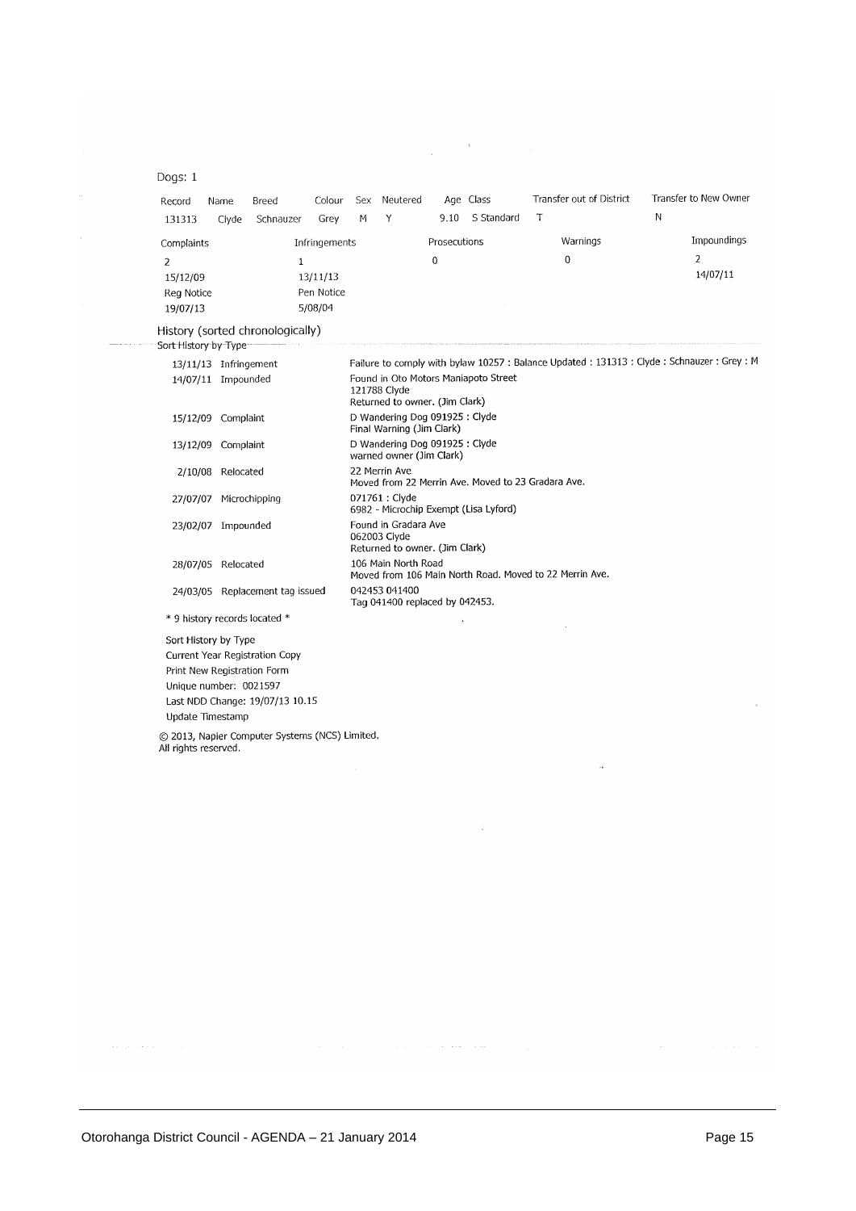Dogs: 1

| Record | Name | Breed | Colour | Sex | Neutered | Age | Class | Transfer out of District | Transfer to New Owner |
|---|---|---|---|---|---|---|---|---|---|
| 131313 | Clyde | Schnauzer | Grey | M | Y | 9.10 | S Standard | T | N |

| Complaints | Infringements | Prosecutions | Warnings | Impoundings |
|---|---|---|---|---|
| 2 | 1 | 0 | 0 | 2 |
| 15/12/09 | 13/11/13 | | | 14/07/11 |
| Reg Notice | Pen Notice | | | |
| 19/07/13 | 5/08/04 | | | |

History (sorted chronologically)

Sort History by Type

| Date | Type | Details |
|---|---|---|
| 13/11/13 | Infringement | Failure to comply with bylaw 10257 : Balance Updated : 131313 : Clyde : Schnauzer : Grey : M |
| 14/07/11 | Impounded | Found in Oto Motors Maniapoto Street<br>121788 Clyde<br>Returned to owner. (Jim Clark) |
| 15/12/09 | Complaint | D Wandering Dog 091925 : Clyde<br>Final Warning (Jim Clark) |
| 13/12/09 | Complaint | D Wandering Dog 091925 : Clyde<br>warned owner (Jim Clark) |
| 2/10/08 | Relocated | 22 Merrin Ave<br>Moved from 22 Merrin Ave. Moved to 23 Gradara Ave. |
| 27/07/07 | Microchipping | 071761 : Clyde<br>6982 - Microchip Exempt (Lisa Lyford) |
| 23/02/07 | Impounded | Found in Gradara Ave<br>062003 Clyde<br>Returned to owner. (Jim Clark) |
| 28/07/05 | Relocated | 106 Main North Road<br>Moved from 106 Main North Road. Moved to 22 Merrin Ave. |
| 24/03/05 | Replacement tag issued | 042453 041400<br>Tag 041400 replaced by 042453. |

\* 9 history records located \*

Sort History by Type

Current Year Registration Copy

Print New Registration Form

Unique number: 0021597

Last NDD Change: 19/07/13 10.15

Update Timestamp

© 2013, Napier Computer Systems (NCS) Limited.
All rights reserved.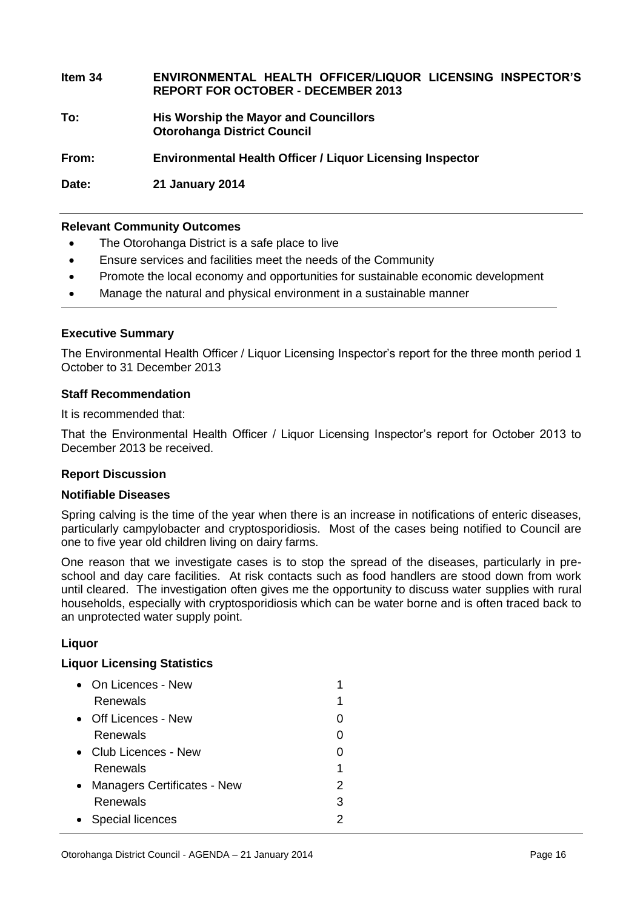| | |
|---|---|
| **Item 34** | **ENVIRONMENTAL HEALTH OFFICER/LIQUOR LICENSING INSPECTOR'S REPORT FOR OCTOBER - DECEMBER 2013** |
| **To:** | **His Worship the Mayor and Councillors**<br>**Otorohanga District Council** |
| **From:** | **Environmental Health Officer / Liquor Licensing Inspector** |
| **Date:** | **21 January 2014** |

**Relevant Community Outcomes**

- The Otorohanga District is a safe place to live
- Ensure services and facilities meet the needs of the Community
- Promote the local economy and opportunities for sustainable economic development
- Manage the natural and physical environment in a sustainable manner

**Executive Summary**

The Environmental Health Officer / Liquor Licensing Inspector's report for the three month period 1 October to 31 December 2013

**Staff Recommendation**

It is recommended that:

That the Environmental Health Officer / Liquor Licensing Inspector's report for October 2013 to December 2013 be received.

**Report Discussion**

**Notifiable Diseases**

Spring calving is the time of the year when there is an increase in notifications of enteric diseases, particularly campylobacter and cryptosporidiosis. Most of the cases being notified to Council are one to five year old children living on dairy farms.

One reason that we investigate cases is to stop the spread of the diseases, particularly in pre-school and day care facilities. At risk contacts such as food handlers are stood down from work until cleared. The investigation often gives me the opportunity to discuss water supplies with rural households, especially with cryptosporidiosis which can be water borne and is often traced back to an unprotected water supply point.

**Liquor**

**Liquor Licensing Statistics**

| | |
|---|---|
| • On Licences - New | 1 |
| Renewals | 1 |
| • Off Licences - New | 0 |
| Renewals | 0 |
| • Club Licences - New | 0 |
| Renewals | 1 |
| • Managers Certificates - New | 2 |
| Renewals | 3 |
| • Special licences | 2 |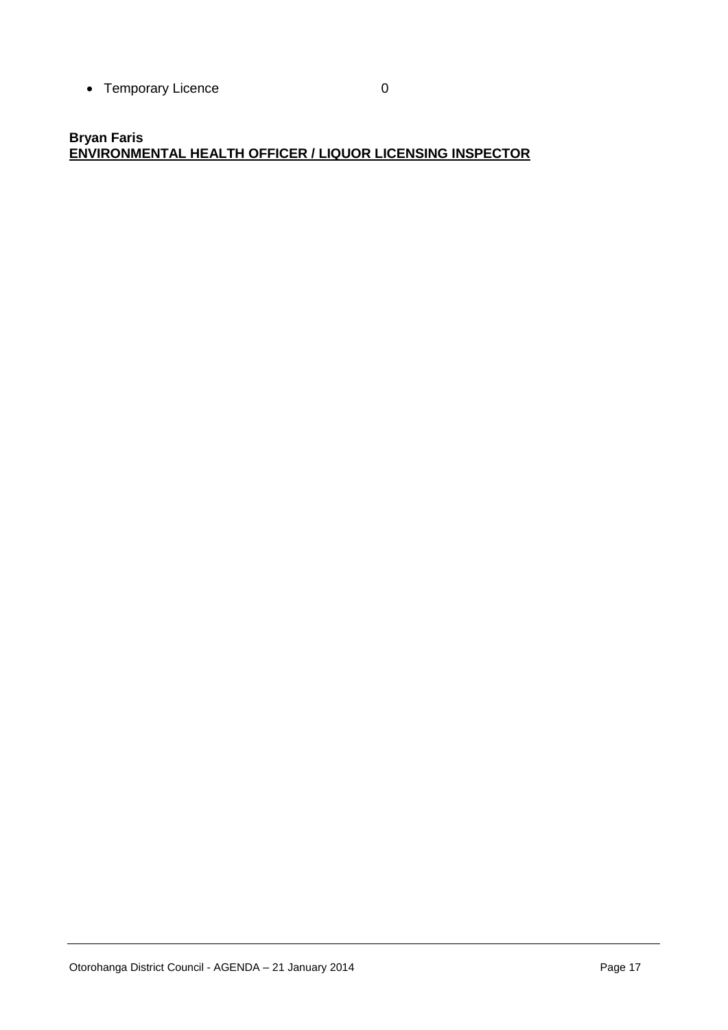- Temporary Licence 0

**Bryan Faris**
**ENVIRONMENTAL HEALTH OFFICER / LIQUOR LICENSING INSPECTOR**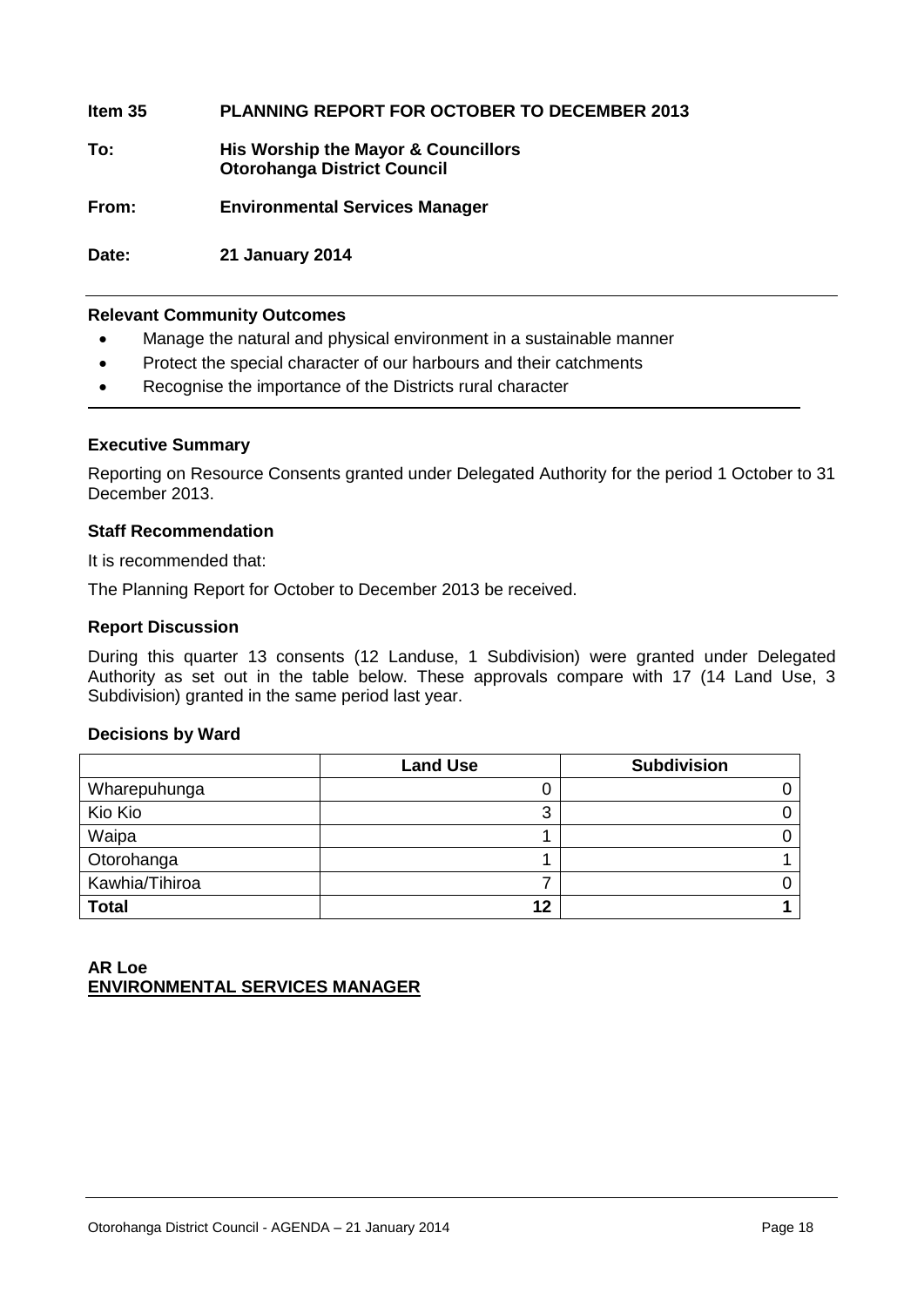**Item 35 PLANNING REPORT FOR OCTOBER TO DECEMBER 2013**

**To: His Worship the Mayor & Councillors**
**Otorohanga District Council**

**From: Environmental Services Manager**

**Date: 21 January 2014**

---

**Relevant Community Outcomes**

- Manage the natural and physical environment in a sustainable manner
- Protect the special character of our harbours and their catchments
- Recognise the importance of the Districts rural character

---

**Executive Summary**

Reporting on Resource Consents granted under Delegated Authority for the period 1 October to 31 December 2013.

**Staff Recommendation**

It is recommended that:

The Planning Report for October to December 2013 be received.

**Report Discussion**

During this quarter 13 consents (12 Landuse, 1 Subdivision) were granted under Delegated Authority as set out in the table below. These approvals compare with 17 (14 Land Use, 3 Subdivision) granted in the same period last year.

**Decisions by Ward**

| | **Land Use** | **Subdivision** |
|---|---|---|
| Wharepuhunga | 0 | 0 |
| Kio Kio | 3 | 0 |
| Waipa | 1 | 0 |
| Otorohanga | 1 | 1 |
| Kawhia/Tihiroa | 7 | 0 |
| **Total** | **12** | **1** |

**AR Loe**
**ENVIRONMENTAL SERVICES MANAGER**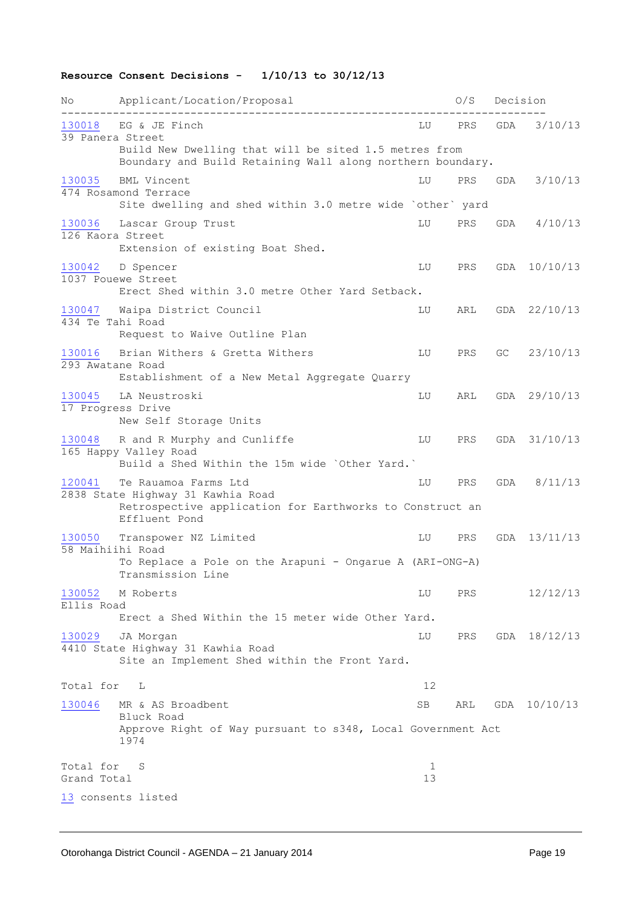**Resource Consent Decisions - 1/10/13 to 30/12/13**

| No | Applicant/Location/Proposal | | O/S | | Decision |
|---|---|---|---|---|---|
| 130018 | EG & JE Finch<br>39 Panera Street<br>Build New Dwelling that will be sited 1.5 metres from Boundary and Build Retaining Wall along northern boundary. | LU | PRS | GDA | 3/10/13 |
| 130035 | BML Vincent<br>474 Rosamond Terrace<br>Site dwelling and shed within 3.0 metre wide `other` yard | LU | PRS | GDA | 3/10/13 |
| 130036 | Lascar Group Trust<br>126 Kaora Street<br>Extension of existing Boat Shed. | LU | PRS | GDA | 4/10/13 |
| 130042 | D Spencer<br>1037 Pouewe Street<br>Erect Shed within 3.0 metre Other Yard Setback. | LU | PRS | GDA | 10/10/13 |
| 130047 | Waipa District Council<br>434 Te Tahi Road<br>Request to Waive Outline Plan | LU | ARL | GDA | 22/10/13 |
| 130016 | Brian Withers & Gretta Withers<br>293 Awatane Road<br>Establishment of a New Metal Aggregate Quarry | LU | PRS | GC | 23/10/13 |
| 130045 | LA Neustroski<br>17 Progress Drive<br>New Self Storage Units | LU | ARL | GDA | 29/10/13 |
| 130048 | R and R Murphy and Cunliffe<br>165 Happy Valley Road<br>Build a Shed Within the 15m wide `Other Yard.` | LU | PRS | GDA | 31/10/13 |
| 120041 | Te Rauamoa Farms Ltd<br>2838 State Highway 31 Kawhia Road<br>Retrospective application for Earthworks to Construct an Effluent Pond | LU | PRS | GDA | 8/11/13 |
| 130050 | Transpower NZ Limited<br>58 Maihiihi Road<br>To Replace a Pole on the Arapuni - Ongarue A (ARI-ONG-A) Transmission Line | LU | PRS | GDA | 13/11/13 |
| 130052 | M Roberts<br>Ellis Road<br>Erect a Shed Within the 15 meter wide Other Yard. | LU | PRS | | 12/12/13 |
| 130029 | JA Morgan<br>4410 State Highway 31 Kawhia Road<br>Site an Implement Shed within the Front Yard. | LU | PRS | GDA | 18/12/13 |
| Total for | L | 12 | | | |
| 130046 | MR & AS Broadbent<br>Bluck Road<br>Approve Right of Way pursuant to s348, Local Government Act 1974 | SB | ARL | GDA | 10/10/13 |
| Total for | S | 1 | | | |
| Grand Total | | 13 | | | |

13 consents listed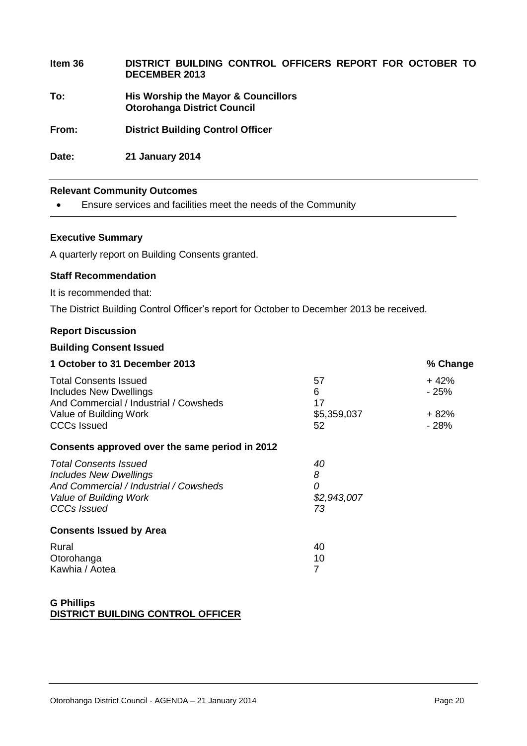| | |
|---|---|
| **Item 36** | **DISTRICT BUILDING CONTROL OFFICERS REPORT FOR OCTOBER TO DECEMBER 2013** |
| **To:** | **His Worship the Mayor & Councillors Otorohanga District Council** |
| **From:** | **District Building Control Officer** |
| **Date:** | **21 January 2014** |

---

**Relevant Community Outcomes**

- Ensure services and facilities meet the needs of the Community

---

**Executive Summary**

A quarterly report on Building Consents granted.

**Staff Recommendation**

It is recommended that:

The District Building Control Officer's report for October to December 2013 be received.

**Report Discussion**

**Building Consent Issued**

| **1 October to 31 December 2013** | | **% Change** |
|---|---|---|
| Total Consents Issued | 57 | + 42% |
| Includes New Dwellings | 6 | - 25% |
| And Commercial / Industrial / Cowsheds | 17 | |
| Value of Building Work | \$5,359,037 | + 82% |
| CCCs Issued | 52 | - 28% |

**Consents approved over the same period in 2012**

| | |
|---|---|
| *Total Consents Issued* | *40* |
| *Includes New Dwellings* | *8* |
| *And Commercial / Industrial / Cowsheds* | *0* |
| *Value of Building Work* | *\$2,943,007* |
| *CCCs Issued* | *73* |

**Consents Issued by Area**

| | |
|---|---|
| Rural | 40 |
| Otorohanga | 10 |
| Kawhia / Aotea | 7 |

**G Phillips**
**DISTRICT BUILDING CONTROL OFFICER**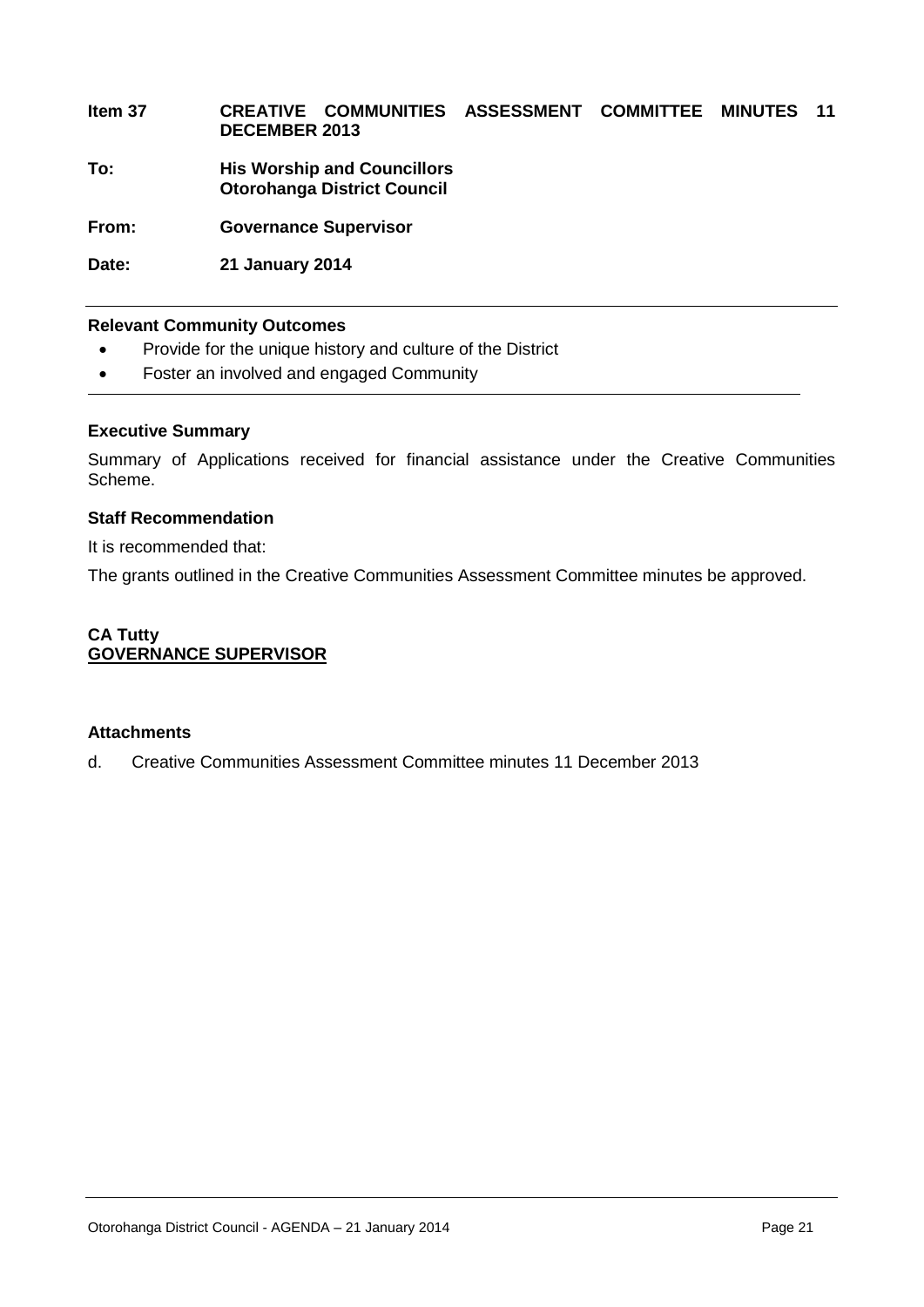**Item 37 CREATIVE COMMUNITIES ASSESSMENT COMMITTEE MINUTES 11 DECEMBER 2013**

**To: His Worship and Councillors**
**Otorohanga District Council**

**From: Governance Supervisor**

**Date: 21 January 2014**

---

**Relevant Community Outcomes**

- Provide for the unique history and culture of the District
- Foster an involved and engaged Community

---

**Executive Summary**

Summary of Applications received for financial assistance under the Creative Communities Scheme.

**Staff Recommendation**

It is recommended that:

The grants outlined in the Creative Communities Assessment Committee minutes be approved.

**CA Tutty**
**GOVERNANCE SUPERVISOR**

**Attachments**

d. Creative Communities Assessment Committee minutes 11 December 2013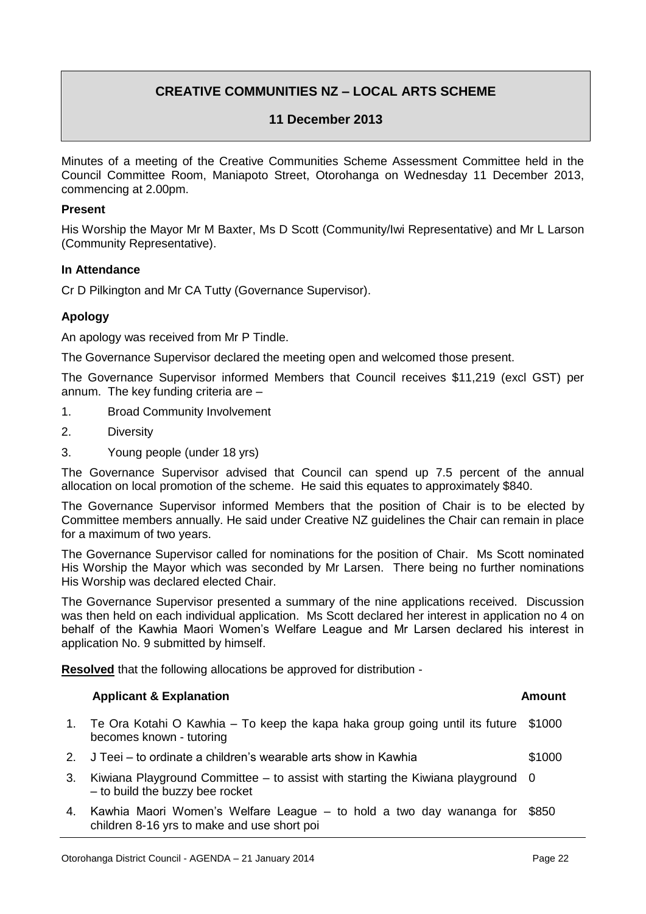## CREATIVE COMMUNITIES NZ – LOCAL ARTS SCHEME

### 11 December 2013

Minutes of a meeting of the Creative Communities Scheme Assessment Committee held in the Council Committee Room, Maniapoto Street, Otorohanga on Wednesday 11 December 2013, commencing at 2.00pm.

**Present**

His Worship the Mayor Mr M Baxter, Ms D Scott (Community/Iwi Representative) and Mr L Larson (Community Representative).

**In Attendance**

Cr D Pilkington and Mr CA Tutty (Governance Supervisor).

**Apology**

An apology was received from Mr P Tindle.

The Governance Supervisor declared the meeting open and welcomed those present.

The Governance Supervisor informed Members that Council receives $11,219 (excl GST) per annum. The key funding criteria are –

1. Broad Community Involvement
2. Diversity
3. Young people (under 18 yrs)

The Governance Supervisor advised that Council can spend up 7.5 percent of the annual allocation on local promotion of the scheme. He said this equates to approximately $840.

The Governance Supervisor informed Members that the position of Chair is to be elected by Committee members annually. He said under Creative NZ guidelines the Chair can remain in place for a maximum of two years.

The Governance Supervisor called for nominations for the position of Chair. Ms Scott nominated His Worship the Mayor which was seconded by Mr Larsen. There being no further nominations His Worship was declared elected Chair.

The Governance Supervisor presented a summary of the nine applications received. Discussion was then held on each individual application. Ms Scott declared her interest in application no 4 on behalf of the Kawhia Maori Women's Welfare League and Mr Larsen declared his interest in application No. 9 submitted by himself.

**Resolved** that the following allocations be approved for distribution -

| | Applicant & Explanation | Amount |
|---|---|---|
| 1. | Te Ora Kotahi O Kawhia – To keep the kapa haka group going until its future becomes known - tutoring | $1000 |
| 2. | J Teei – to ordinate a children's wearable arts show in Kawhia | $1000 |
| 3. | Kiwiana Playground Committee – to assist with starting the Kiwiana playground – to build the buzzy bee rocket | 0 |
| 4. | Kawhia Maori Women's Welfare League – to hold a two day wananga for children 8-16 yrs to make and use short poi | $850 |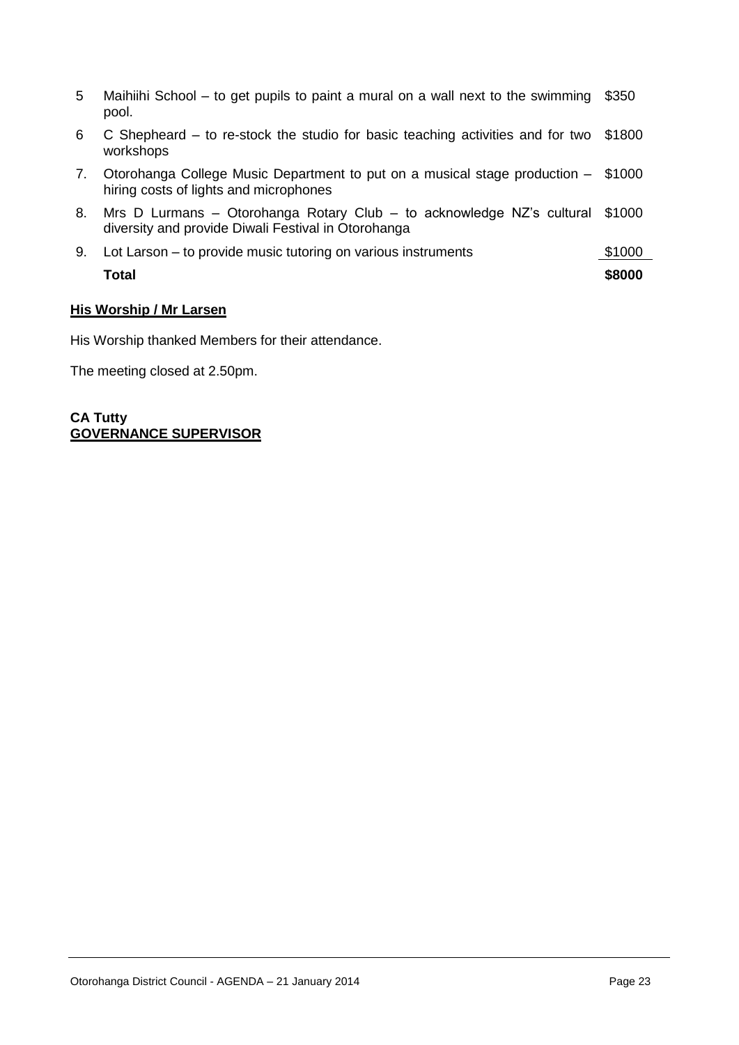| | | |
|---|---|---|
| 5 | Maihiihi School – to get pupils to paint a mural on a wall next to the swimming pool. | $350 |
| 6 | C Shepheard – to re-stock the studio for basic teaching activities and for two workshops | $1800 |
| 7. | Otorohanga College Music Department to put on a musical stage production – hiring costs of lights and microphones | $1000 |
| 8. | Mrs D Lurmans – Otorohanga Rotary Club – to acknowledge NZ's cultural diversity and provide Diwali Festival in Otorohanga | $1000 |
| 9. | Lot Larson – to provide music tutoring on various instruments | $1000 |
| | **Total** | **$8000** |

**His Worship / Mr Larsen**

His Worship thanked Members for their attendance.

The meeting closed at 2.50pm.

**CA Tutty**
**GOVERNANCE SUPERVISOR**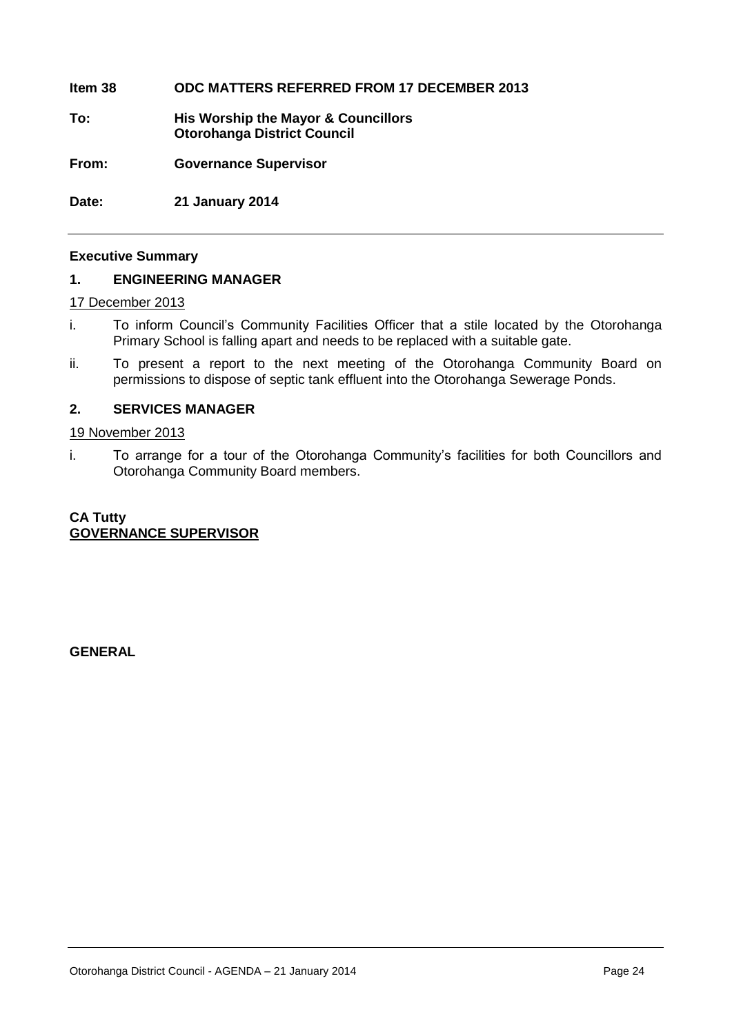**Item 38 ODC MATTERS REFERRED FROM 17 DECEMBER 2013**

**To:** **His Worship the Mayor & Councillors**
**Otorohanga District Council**

**From:** **Governance Supervisor**

**Date:** **21 January 2014**

---

**Executive Summary**

## 1. ENGINEERING MANAGER

17 December 2013

i. To inform Council's Community Facilities Officer that a stile located by the Otorohanga Primary School is falling apart and needs to be replaced with a suitable gate.

ii. To present a report to the next meeting of the Otorohanga Community Board on permissions to dispose of septic tank effluent into the Otorohanga Sewerage Ponds.

## 2. SERVICES MANAGER

19 November 2013

i. To arrange for a tour of the Otorohanga Community's facilities for both Councillors and Otorohanga Community Board members.

**CA Tutty**
**GOVERNANCE SUPERVISOR**

**GENERAL**